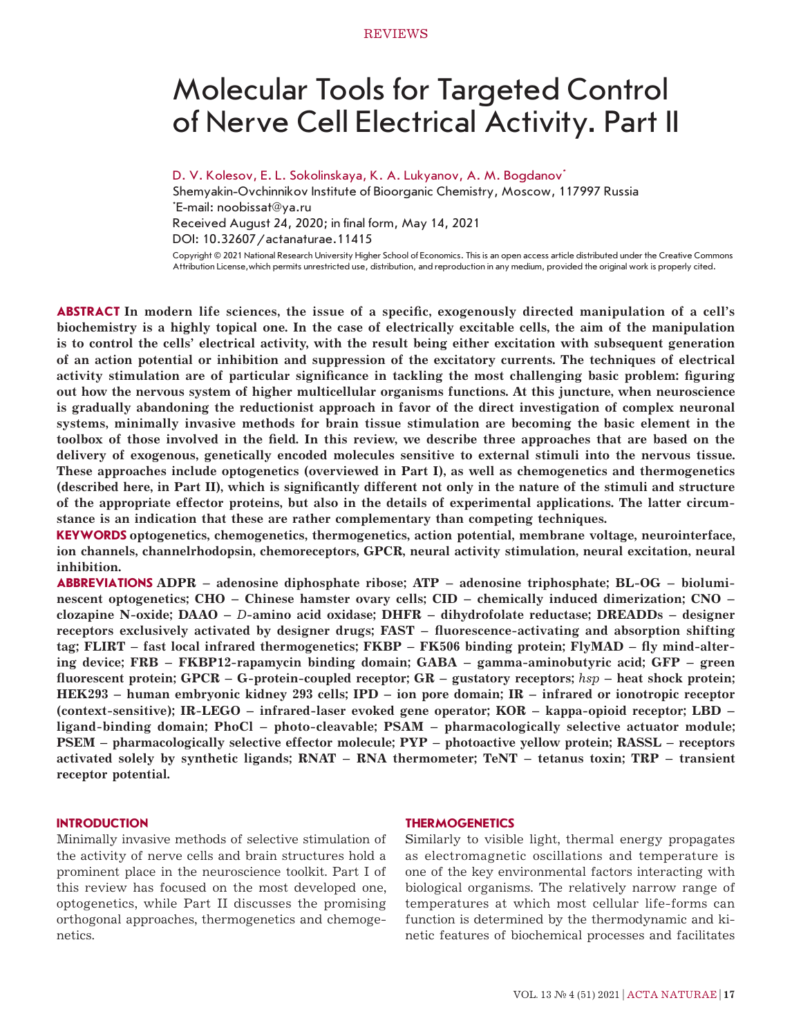REVIEWS

# Molecular Tools for Targeted Control of Nerve Cell Electrical Activity. Part II

D. V. Kolesov, E. L. Sokolinskaya, K. A. Lukyanov, A. M. Bogdanov*

Shemyakin-Ovchinnikov Institute of Bioorganic Chemistry, Moscow, 117997 Russia

*E-mail: noobissat@ya.ru

Received August 24, 2020; in final form, May 14, 2021

DOI: 10.32607/actanaturae.11415

Copyright © 2021 National Research University Higher School of Economics. This is an open access article distributed under the Creative Commons Attribution License,which permits unrestricted use, distribution, and reproduction in any medium, provided the original work is properly cited.

**ABSTRACT In modern life sciences, the issue of a specific, exogenously directed manipulation of a cell's biochemistry is a highly topical one. In the case of electrically excitable cells, the aim of the manipulation is to control the cells' electrical activity, with the result being either excitation with subsequent generation of an action potential or inhibition and suppression of the excitatory currents. The techniques of electrical activity stimulation are of particular significance in tackling the most challenging basic problem: figuring out how the nervous system of higher multicellular organisms functions. At this juncture, when neuroscience is gradually abandoning the reductionist approach in favor of the direct investigation of complex neuronal systems, minimally invasive methods for brain tissue stimulation are becoming the basic element in the toolbox of those involved in the field. In this review, we describe three approaches that are based on the delivery of exogenous, genetically encoded molecules sensitive to external stimuli into the nervous tissue. These approaches include optogenetics (overviewed in Part I), as well as chemogenetics and thermogenetics (described here, in Part II), which is significantly different not only in the nature of the stimuli and structure of the appropriate effector proteins, but also in the details of experimental applications. The latter circumstance is an indication that these are rather complementary than competing techniques.**

**KEYWORDS optogenetics, chemogenetics, thermogenetics, action potential, membrane voltage, neurointerface, ion channels, channelrhodopsin, chemoreceptors, GPCR, neural activity stimulation, neural excitation, neural inhibition.**

**ABBREVIATIONS ADPR – adenosine diphosphate ribose; ATP – adenosine triphosphate; BL-OG – bioluminescent optogenetics; CHO – Chinese hamster ovary cells; CID – chemically induced dimerization; CNO – clozapine N-oxide; DAAO – *D*-amino acid oxidase; DHFR – dihydrofolate reductase; DREADDs – designer receptors exclusively activated by designer drugs; FAST – fluorescence-activating and absorption shifting tag; FLIRT – fast local infrared thermogenetics; FKBP – FK506 binding protein; FlyMAD – fly mind-altering device; FRB – FKBP12-rapamycin binding domain; GABA – gamma-aminobutyric acid; GFP – green fluorescent protein; GPCR – G-protein-coupled receptor; GR – gustatory receptors; *hsp* – heat shock protein; HEK293 – human embryonic kidney 293 cells; IPD – ion pore domain; IR – infrared or ionotropic receptor (context-sensitive); IR-LEGO – infrared-laser evoked gene operator; KOR – kappa-opioid receptor; LBD – ligand-binding domain; PhoCl – photo-cleavable; PSAM – pharmacologically selective actuator module; PSEM – pharmacologically selective effector molecule; PYP – photoactive yellow protein; RASSL – receptors activated solely by synthetic ligands; RNAT – RNA thermometer; TeNT – tetanus toxin; TRP – transient receptor potential.**

## INTRODUCTION

Minimally invasive methods of selective stimulation of the activity of nerve cells and brain structures hold a prominent place in the neuroscience toolkit. Part I of this review has focused on the most developed one, optogenetics, while Part II discusses the promising orthogonal approaches, thermogenetics and chemogenetics.

## THERMOGENETICS

Similarly to visible light, thermal energy propagates as electromagnetic oscillations and temperature is one of the key environmental factors interacting with biological organisms. The relatively narrow range of temperatures at which most cellular life-forms can function is determined by the thermodynamic and kinetic features of biochemical processes and facilitates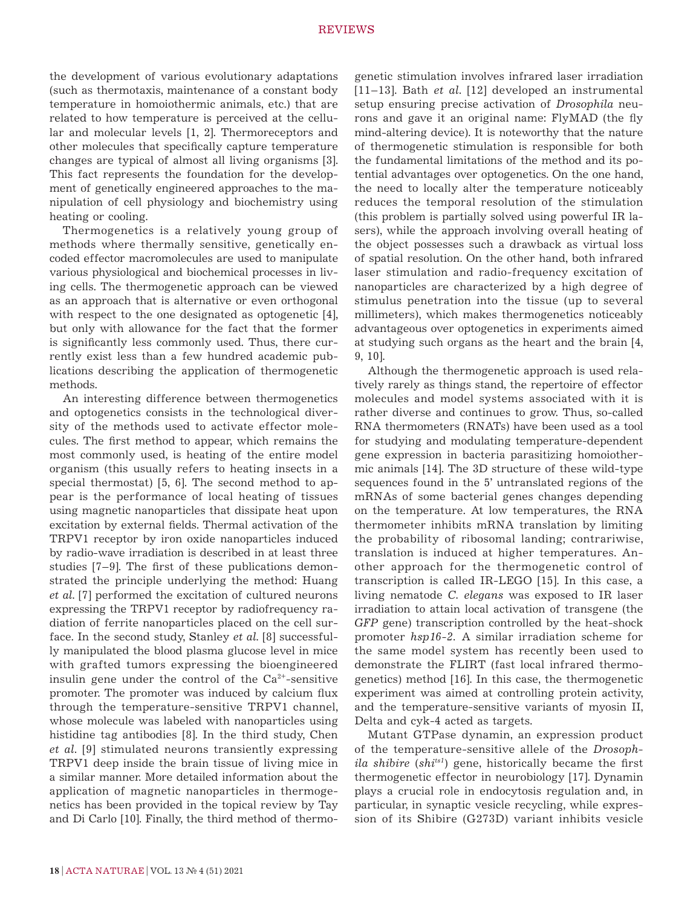the development of various evolutionary adaptations (such as thermotaxis, maintenance of a constant body temperature in homoiothermic animals, etc.) that are related to how temperature is perceived at the cellular and molecular levels [1, 2]. Thermoreceptors and other molecules that specifically capture temperature changes are typical of almost all living organisms [3]. This fact represents the foundation for the development of genetically engineered approaches to the manipulation of cell physiology and biochemistry using heating or cooling.

Thermogenetics is a relatively young group of methods where thermally sensitive, genetically encoded effector macromolecules are used to manipulate various physiological and biochemical processes in living cells. The thermogenetic approach can be viewed as an approach that is alternative or even orthogonal with respect to the one designated as optogenetic [4], but only with allowance for the fact that the former is significantly less commonly used. Thus, there currently exist less than a few hundred academic publications describing the application of thermogenetic methods.

An interesting difference between thermogenetics and optogenetics consists in the technological diversity of the methods used to activate effector molecules. The first method to appear, which remains the most commonly used, is heating of the entire model organism (this usually refers to heating insects in a special thermostat) [5, 6]. The second method to appear is the performance of local heating of tissues using magnetic nanoparticles that dissipate heat upon excitation by external fields. Thermal activation of the TRPV1 receptor by iron oxide nanoparticles induced by radio-wave irradiation is described in at least three studies [7–9]. The first of these publications demonstrated the principle underlying the method: Huang *et al.* [7] performed the excitation of cultured neurons expressing the TRPV1 receptor by radiofrequency radiation of ferrite nanoparticles placed on the cell surface. In the second study, Stanley *et al.* [8] successfully manipulated the blood plasma glucose level in mice with grafted tumors expressing the bioengineered insulin gene under the control of the $Ca^{2+}$-sensitive promoter. The promoter was induced by calcium flux through the temperature-sensitive TRPV1 channel, whose molecule was labeled with nanoparticles using histidine tag antibodies [8]. In the third study, Chen *et al.* [9] stimulated neurons transiently expressing TRPV1 deep inside the brain tissue of living mice in a similar manner. More detailed information about the application of magnetic nanoparticles in thermogenetics has been provided in the topical review by Tay and Di Carlo [10]. Finally, the third method of thermogenetic stimulation involves infrared laser irradiation [11–13]. Bath *et al.* [12] developed an instrumental setup ensuring precise activation of *Drosophila* neurons and gave it an original name: FlyMAD (the fly mind-altering device). It is noteworthy that the nature of thermogenetic stimulation is responsible for both the fundamental limitations of the method and its potential advantages over optogenetics. On the one hand, the need to locally alter the temperature noticeably reduces the temporal resolution of the stimulation (this problem is partially solved using powerful IR lasers), while the approach involving overall heating of the object possesses such a drawback as virtual loss of spatial resolution. On the other hand, both infrared laser stimulation and radio-frequency excitation of nanoparticles are characterized by a high degree of stimulus penetration into the tissue (up to several millimeters), which makes thermogenetics noticeably advantageous over optogenetics in experiments aimed at studying such organs as the heart and the brain [4, 9, 10].

Although the thermogenetic approach is used relatively rarely as things stand, the repertoire of effector molecules and model systems associated with it is rather diverse and continues to grow. Thus, so-called RNA thermometers (RNATs) have been used as a tool for studying and modulating temperature-dependent gene expression in bacteria parasitizing homoiothermic animals [14]. The 3D structure of these wild-type sequences found in the 5' untranslated regions of the mRNAs of some bacterial genes changes depending on the temperature. At low temperatures, the RNA thermometer inhibits mRNA translation by limiting the probability of ribosomal landing; contrariwise, translation is induced at higher temperatures. Another approach for the thermogenetic control of transcription is called IR-LEGO [15]. In this case, a living nematode *C. elegans* was exposed to IR laser irradiation to attain local activation of transgene (the *GFP* gene) transcription controlled by the heat-shock promoter *hsp16-2*. A similar irradiation scheme for the same model system has recently been used to demonstrate the FLIRT (fast local infrared thermogenetics) method [16]. In this case, the thermogenetic experiment was aimed at controlling protein activity, and the temperature-sensitive variants of myosin II, Delta and cyk-4 acted as targets.

Mutant GTPase dynamin, an expression product of the temperature-sensitive allele of the *Drosophila shibire* (*shi*$^{ts1}$) gene, historically became the first thermogenetic effector in neurobiology [17]. Dynamin plays a crucial role in endocytosis regulation and, in particular, in synaptic vesicle recycling, while expression of its Shibire (G273D) variant inhibits vesicle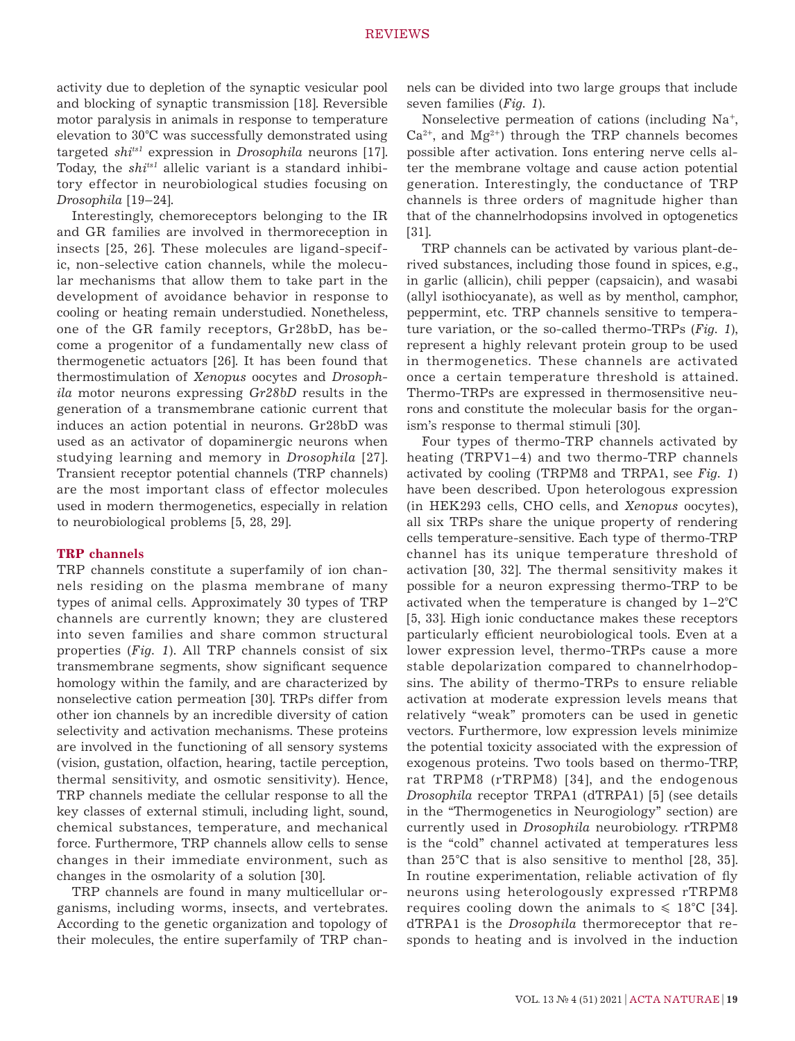activity due to depletion of the synaptic vesicular pool and blocking of synaptic transmission [18]. Reversible motor paralysis in animals in response to temperature elevation to 30°C was successfully demonstrated using targeted *shi$^{ts1}$* expression in *Drosophila* neurons [17]. Today, the *shi$^{ts1}$* allelic variant is a standard inhibitory effector in neurobiological studies focusing on *Drosophila* [19–24].

Interestingly, chemoreceptors belonging to the IR and GR families are involved in thermoreception in insects [25, 26]. These molecules are ligand-specific, non-selective cation channels, while the molecular mechanisms that allow them to take part in the development of avoidance behavior in response to cooling or heating remain understudied. Nonetheless, one of the GR family receptors, Gr28bD, has become a progenitor of a fundamentally new class of thermogenetic actuators [26]. It has been found that thermostimulation of *Xenopus* oocytes and *Drosophila* motor neurons expressing *Gr28bD* results in the generation of a transmembrane cationic current that induces an action potential in neurons. Gr28bD was used as an activator of dopaminergic neurons when studying learning and memory in *Drosophila* [27]. Transient receptor potential channels (TRP channels) are the most important class of effector molecules used in modern thermogenetics, especially in relation to neurobiological problems [5, 28, 29].

**TRP channels**

TRP channels constitute a superfamily of ion channels residing on the plasma membrane of many types of animal cells. Approximately 30 types of TRP channels are currently known; they are clustered into seven families and share common structural properties (*Fig. 1*). All TRP channels consist of six transmembrane segments, show significant sequence homology within the family, and are characterized by nonselective cation permeation [30]. TRPs differ from other ion channels by an incredible diversity of cation selectivity and activation mechanisms. These proteins are involved in the functioning of all sensory systems (vision, gustation, olfaction, hearing, tactile perception, thermal sensitivity, and osmotic sensitivity). Hence, TRP channels mediate the cellular response to all the key classes of external stimuli, including light, sound, chemical substances, temperature, and mechanical force. Furthermore, TRP channels allow cells to sense changes in their immediate environment, such as changes in the osmolarity of a solution [30].

TRP channels are found in many multicellular organisms, including worms, insects, and vertebrates. According to the genetic organization and topology of their molecules, the entire superfamily of TRP channels can be divided into two large groups that include seven families (*Fig. 1*).

Nonselective permeation of cations (including $Na^+$, $Ca^{2+}$, and $Mg^{2+}$) through the TRP channels becomes possible after activation. Ions entering nerve cells alter the membrane voltage and cause action potential generation. Interestingly, the conductance of TRP channels is three orders of magnitude higher than that of the channelrhodopsins involved in optogenetics [31].

TRP channels can be activated by various plant-derived substances, including those found in spices, e.g., in garlic (allicin), chili pepper (capsaicin), and wasabi (allyl isothiocyanate), as well as by menthol, camphor, peppermint, etc. TRP channels sensitive to temperature variation, or the so-called thermo-TRPs (*Fig. 1*), represent a highly relevant protein group to be used in thermogenetics. These channels are activated once a certain temperature threshold is attained. Thermo-TRPs are expressed in thermosensitive neurons and constitute the molecular basis for the organism's response to thermal stimuli [30].

Four types of thermo-TRP channels activated by heating (TRPV1–4) and two thermo-TRP channels activated by cooling (TRPM8 and TRPA1, see *Fig. 1*) have been described. Upon heterologous expression (in HEK293 cells, CHO cells, and *Xenopus* oocytes), all six TRPs share the unique property of rendering cells temperature-sensitive. Each type of thermo-TRP channel has its unique temperature threshold of activation [30, 32]. The thermal sensitivity makes it possible for a neuron expressing thermo-TRP to be activated when the temperature is changed by 1–2°C [5, 33]. High ionic conductance makes these receptors particularly efficient neurobiological tools. Even at a lower expression level, thermo-TRPs cause a more stable depolarization compared to channelrhodopsins. The ability of thermo-TRPs to ensure reliable activation at moderate expression levels means that relatively "weak" promoters can be used in genetic vectors. Furthermore, low expression levels minimize the potential toxicity associated with the expression of exogenous proteins. Two tools based on thermo-TRP, rat TRPM8 (rTRPM8) [34], and the endogenous *Drosophila* receptor TRPA1 (dTRPA1) [5] (see details in the "Thermogenetics in Neurogiology" section) are currently used in *Drosophila* neurobiology. rTRPM8 is the "cold" channel activated at temperatures less than 25°C that is also sensitive to menthol [28, 35]. In routine experimentation, reliable activation of fly neurons using heterologously expressed rTRPM8 requires cooling down the animals to ⩽ 18°C [34]. dTRPA1 is the *Drosophila* thermoreceptor that responds to heating and is involved in the induction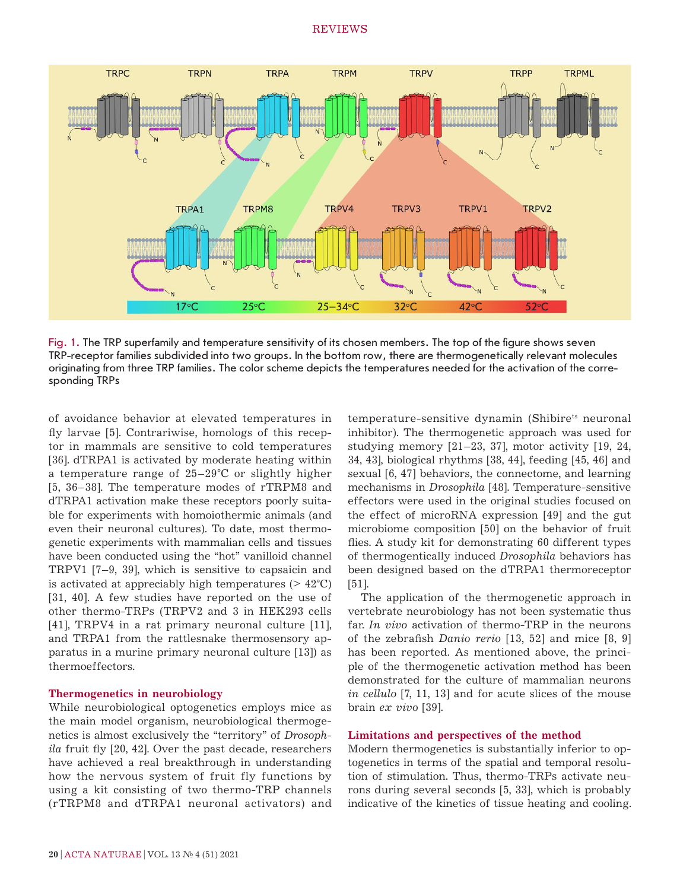Fig. 1. The TRP superfamily and temperature sensitivity of its chosen members. The top of the figure shows seven TRP-receptor families subdivided into two groups. In the bottom row, there are thermogenetically relevant molecules originating from three TRP families. The color scheme depicts the temperatures needed for the activation of the corresponding TRPs

of avoidance behavior at elevated temperatures in fly larvae [5]. Contrariwise, homologs of this receptor in mammals are sensitive to cold temperatures [36]. dTRPA1 is activated by moderate heating within a temperature range of 25–29°C or slightly higher [5, 36–38]. The temperature modes of rTRPM8 and dTRPA1 activation make these receptors poorly suitable for experiments with homoiothermic animals (and even their neuronal cultures). To date, most thermogenetic experiments with mammalian cells and tissues have been conducted using the "hot" vanilloid channel TRPV1 [7–9, 39], which is sensitive to capsaicin and is activated at appreciably high temperatures (> 42°C) [31, 40]. A few studies have reported on the use of other thermo-TRPs (TRPV2 and 3 in HEK293 cells [41], TRPV4 in a rat primary neuronal culture [11], and TRPA1 from the rattlesnake thermosensory apparatus in a murine primary neuronal culture [13]) as thermoeffectors.

## Thermogenetics in neurobiology

While neurobiological optogenetics employs mice as the main model organism, neurobiological thermogenetics is almost exclusively the "territory" of *Drosophila* fruit fly [20, 42]. Over the past decade, researchers have achieved a real breakthrough in understanding how the nervous system of fruit fly functions by using a kit consisting of two thermo-TRP channels (rTRPM8 and dTRPA1 neuronal activators) and temperature-sensitive dynamin (Shibire$^{ts}$ neuronal inhibitor). The thermogenetic approach was used for studying memory [21–23, 37], motor activity [19, 24, 34, 43], biological rhythms [38, 44], feeding [45, 46] and sexual [6, 47] behaviors, the connectome, and learning mechanisms in *Drosophila* [48]. Temperature-sensitive effectors were used in the original studies focused on the effect of microRNA expression [49] and the gut microbiome composition [50] on the behavior of fruit flies. A study kit for demonstrating 60 different types of thermogentically induced *Drosophila* behaviors has been designed based on the dTRPA1 thermoreceptor [51].

The application of the thermogenetic approach in vertebrate neurobiology has not been systematic thus far. *In vivo* activation of thermo-TRP in the neurons of the zebrafish *Danio rerio* [13, 52] and mice [8, 9] has been reported. As mentioned above, the principle of the thermogenetic activation method has been demonstrated for the culture of mammalian neurons *in cellulo* [7, 11, 13] and for acute slices of the mouse brain *ex vivo* [39].

## Limitations and perspectives of the method

Modern thermogenetics is substantially inferior to optogenetics in terms of the spatial and temporal resolution of stimulation. Thus, thermo-TRPs activate neurons during several seconds [5, 33], which is probably indicative of the kinetics of tissue heating and cooling.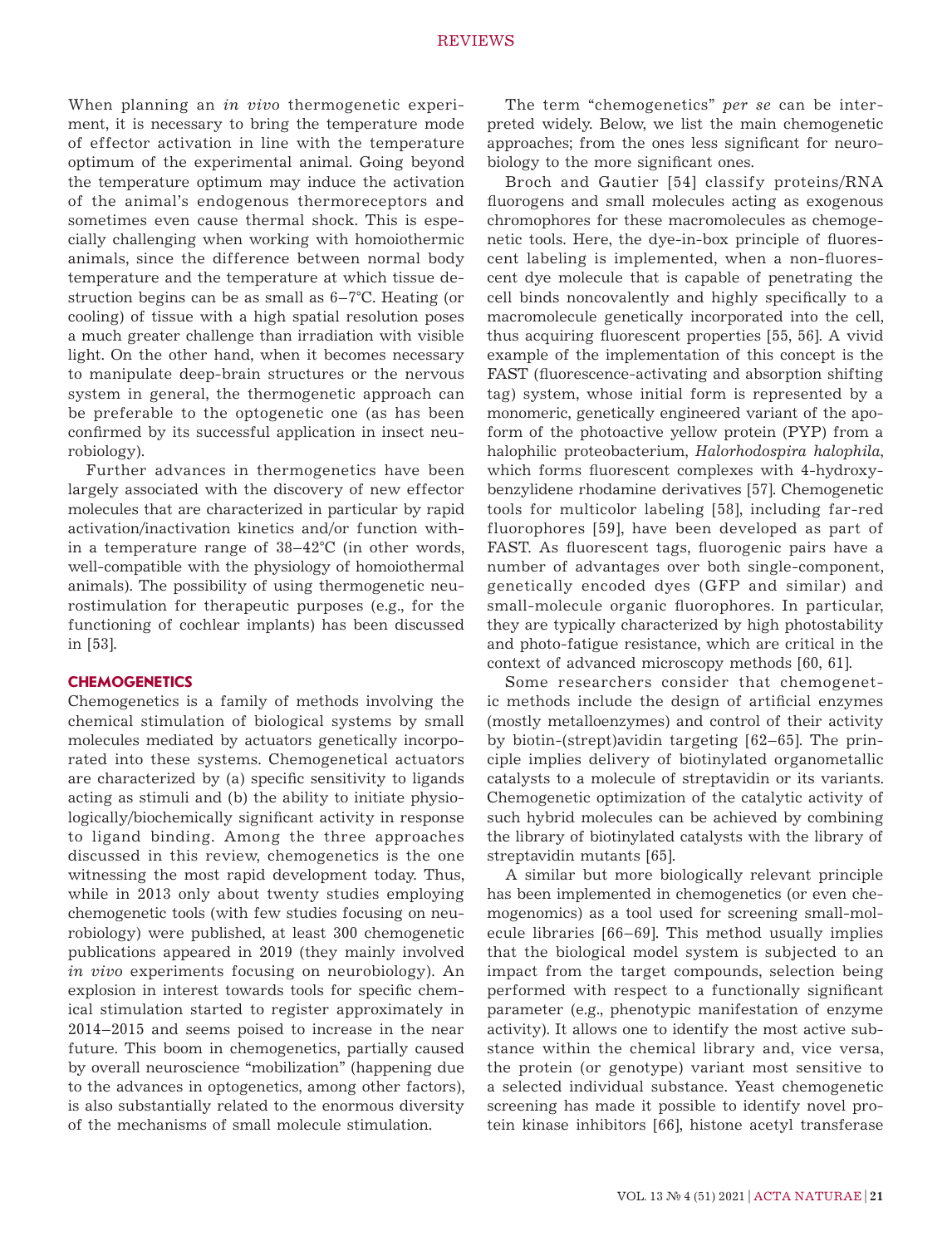When planning an *in vivo* thermogenetic experiment, it is necessary to bring the temperature mode of effector activation in line with the temperature optimum of the experimental animal. Going beyond the temperature optimum may induce the activation of the animal's endogenous thermoreceptors and sometimes even cause thermal shock. This is especially challenging when working with homoiothermic animals, since the difference between normal body temperature and the temperature at which tissue destruction begins can be as small as 6–7°C. Heating (or cooling) of tissue with a high spatial resolution poses a much greater challenge than irradiation with visible light. On the other hand, when it becomes necessary to manipulate deep-brain structures or the nervous system in general, the thermogenetic approach can be preferable to the optogenetic one (as has been confirmed by its successful application in insect neurobiology).

Further advances in thermogenetics have been largely associated with the discovery of new effector molecules that are characterized in particular by rapid activation/inactivation kinetics and/or function within a temperature range of 38–42°C (in other words, well-compatible with the physiology of homoiothermal animals). The possibility of using thermogenetic neurostimulation for therapeutic purposes (e.g., for the functioning of cochlear implants) has been discussed in [53].

## CHEMOGENETICS

Chemogenetics is a family of methods involving the chemical stimulation of biological systems by small molecules mediated by actuators genetically incorporated into these systems. Chemogenetical actuators are characterized by (a) specific sensitivity to ligands acting as stimuli and (b) the ability to initiate physiologically/biochemically significant activity in response to ligand binding. Among the three approaches discussed in this review, chemogenetics is the one witnessing the most rapid development today. Thus, while in 2013 only about twenty studies employing chemogenetic tools (with few studies focusing on neurobiology) were published, at least 300 chemogenetic publications appeared in 2019 (they mainly involved *in vivo* experiments focusing on neurobiology). An explosion in interest towards tools for specific chemical stimulation started to register approximately in 2014–2015 and seems poised to increase in the near future. This boom in chemogenetics, partially caused by overall neuroscience "mobilization" (happening due to the advances in optogenetics, among other factors), is also substantially related to the enormous diversity of the mechanisms of small molecule stimulation.

The term "chemogenetics" *per se* can be interpreted widely. Below, we list the main chemogenetic approaches; from the ones less significant for neurobiology to the more significant ones.

Broch and Gautier [54] classify proteins/RNA fluorogens and small molecules acting as exogenous chromophores for these macromolecules as chemogenetic tools. Here, the dye-in-box principle of fluorescent labeling is implemented, when a non-fluorescent dye molecule that is capable of penetrating the cell binds noncovalently and highly specifically to a macromolecule genetically incorporated into the cell, thus acquiring fluorescent properties [55, 56]. A vivid example of the implementation of this concept is the FAST (fluorescence-activating and absorption shifting tag) system, whose initial form is represented by a monomeric, genetically engineered variant of the apoform of the photoactive yellow protein (PYP) from a halophilic proteobacterium, *Halorhodospira halophila*, which forms fluorescent complexes with 4-hydroxybenzylidene rhodamine derivatives [57]. Chemogenetic tools for multicolor labeling [58], including far-red fluorophores [59], have been developed as part of FAST. As fluorescent tags, fluorogenic pairs have a number of advantages over both single-component, genetically encoded dyes (GFP and similar) and small-molecule organic fluorophores. In particular, they are typically characterized by high photostability and photo-fatigue resistance, which are critical in the context of advanced microscopy methods [60, 61].

Some researchers consider that chemogenetic methods include the design of artificial enzymes (mostly metalloenzymes) and control of their activity by biotin-(strept)avidin targeting [62–65]. The principle implies delivery of biotinylated organometallic catalysts to a molecule of streptavidin or its variants. Chemogenetic optimization of the catalytic activity of such hybrid molecules can be achieved by combining the library of biotinylated catalysts with the library of streptavidin mutants [65].

A similar but more biologically relevant principle has been implemented in chemogenetics (or even chemogenomics) as a tool used for screening small-molecule libraries [66–69]. This method usually implies that the biological model system is subjected to an impact from the target compounds, selection being performed with respect to a functionally significant parameter (e.g., phenotypic manifestation of enzyme activity). It allows one to identify the most active substance within the chemical library and, vice versa, the protein (or genotype) variant most sensitive to a selected individual substance. Yeast chemogenetic screening has made it possible to identify novel protein kinase inhibitors [66], histone acetyl transferase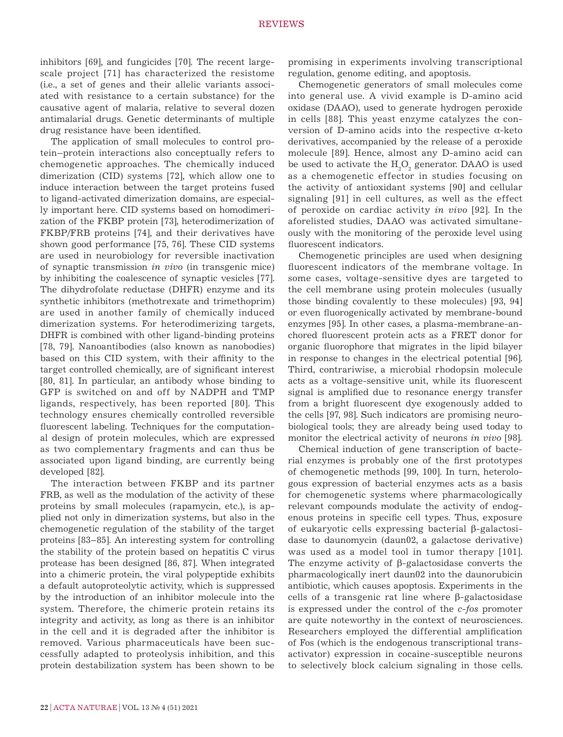inhibitors [69], and fungicides [70]. The recent large-scale project [71] has characterized the resistome (i.e., a set of genes and their allelic variants associated with resistance to a certain substance) for the causative agent of malaria, relative to several dozen antimalarial drugs. Genetic determinants of multiple drug resistance have been identified.

The application of small molecules to control protein–protein interactions also conceptually refers to chemogenetic approaches. The chemically induced dimerization (CID) systems [72], which allow one to induce interaction between the target proteins fused to ligand-activated dimerization domains, are especially important here. CID systems based on homodimerization of the FKBP protein [73], heterodimerization of FKBP/FRB proteins [74], and their derivatives have shown good performance [75, 76]. These CID systems are used in neurobiology for reversible inactivation of synaptic transmission *in vivo* (in transgenic mice) by inhibiting the coalescence of synaptic vesicles [77]. The dihydrofolate reductase (DHFR) enzyme and its synthetic inhibitors (methotrexate and trimethoprim) are used in another family of chemically induced dimerization systems. For heterodimerizing targets, DHFR is combined with other ligand-binding proteins [78, 79]. Nanoantibodies (also known as nanobodies) based on this CID system, with their affinity to the target controlled chemically, are of significant interest [80, 81]. In particular, an antibody whose binding to GFP is switched on and off by NADPH and TMP ligands, respectively, has been reported [80]. This technology ensures chemically controlled reversible fluorescent labeling. Techniques for the computational design of protein molecules, which are expressed as two complementary fragments and can thus be associated upon ligand binding, are currently being developed [82].

The interaction between FKBP and its partner FRB, as well as the modulation of the activity of these proteins by small molecules (rapamycin, etc.), is applied not only in dimerization systems, but also in the chemogenetic regulation of the stability of the target proteins [83–85]. An interesting system for controlling the stability of the protein based on hepatitis C virus protease has been designed [86, 87]. When integrated into a chimeric protein, the viral polypeptide exhibits a default autoproteolytic activity, which is suppressed by the introduction of an inhibitor molecule into the system. Therefore, the chimeric protein retains its integrity and activity, as long as there is an inhibitor in the cell and it is degraded after the inhibitor is removed. Various pharmaceuticals have been successfully adapted to proteolysis inhibition, and this protein destabilization system has been shown to be promising in experiments involving transcriptional regulation, genome editing, and apoptosis.

Chemogenetic generators of small molecules come into general use. A vivid example is D-amino acid oxidase (DAAO), used to generate hydrogen peroxide in cells [88]. This yeast enzyme catalyzes the conversion of D-amino acids into the respective α-keto derivatives, accompanied by the release of a peroxide molecule [89]. Hence, almost any D-amino acid can be used to activate the $H_2O_2$ generator. DAAO is used as a chemogenetic effector in studies focusing on the activity of antioxidant systems [90] and cellular signaling [91] in cell cultures, as well as the effect of peroxide on cardiac activity *in vivo* [92]. In the aforelisted studies, DAAO was activated simultaneously with the monitoring of the peroxide level using fluorescent indicators.

Chemogenetic principles are used when designing fluorescent indicators of the membrane voltage. In some cases, voltage-sensitive dyes are targeted to the cell membrane using protein molecules (usually those binding covalently to these molecules) [93, 94] or even fluorogenically activated by membrane-bound enzymes [95]. In other cases, a plasma-membrane-anchored fluorescent protein acts as a FRET donor for organic fluorophore that migrates in the lipid bilayer in response to changes in the electrical potential [96]. Third, contrariwise, a microbial rhodopsin molecule acts as a voltage-sensitive unit, while its fluorescent signal is amplified due to resonance energy transfer from a bright fluorescent dye exogenously added to the cells [97, 98]. Such indicators are promising neurobiological tools; they are already being used today to monitor the electrical activity of neurons *in vivo* [98].

Chemical induction of gene transcription of bacterial enzymes is probably one of the first prototypes of chemogenetic methods [99, 100]. In turn, heterologous expression of bacterial enzymes acts as a basis for chemogenetic systems where pharmacologically relevant compounds modulate the activity of endogenous proteins in specific cell types. Thus, exposure of eukaryotic cells expressing bacterial β-galactosidase to daunomycin (daun02, a galactose derivative) was used as a model tool in tumor therapy [101]. The enzyme activity of β-galactosidase converts the pharmacologically inert daun02 into the daunorubicin antibiotic, which causes apoptosis. Experiments in the cells of a transgenic rat line where β-galactosidase is expressed under the control of the *c-fos* promoter are quite noteworthy in the context of neurosciences. Researchers employed the differential amplification of Fos (which is the endogenous transcriptional transactivator) expression in cocaine-susceptible neurons to selectively block calcium signaling in those cells.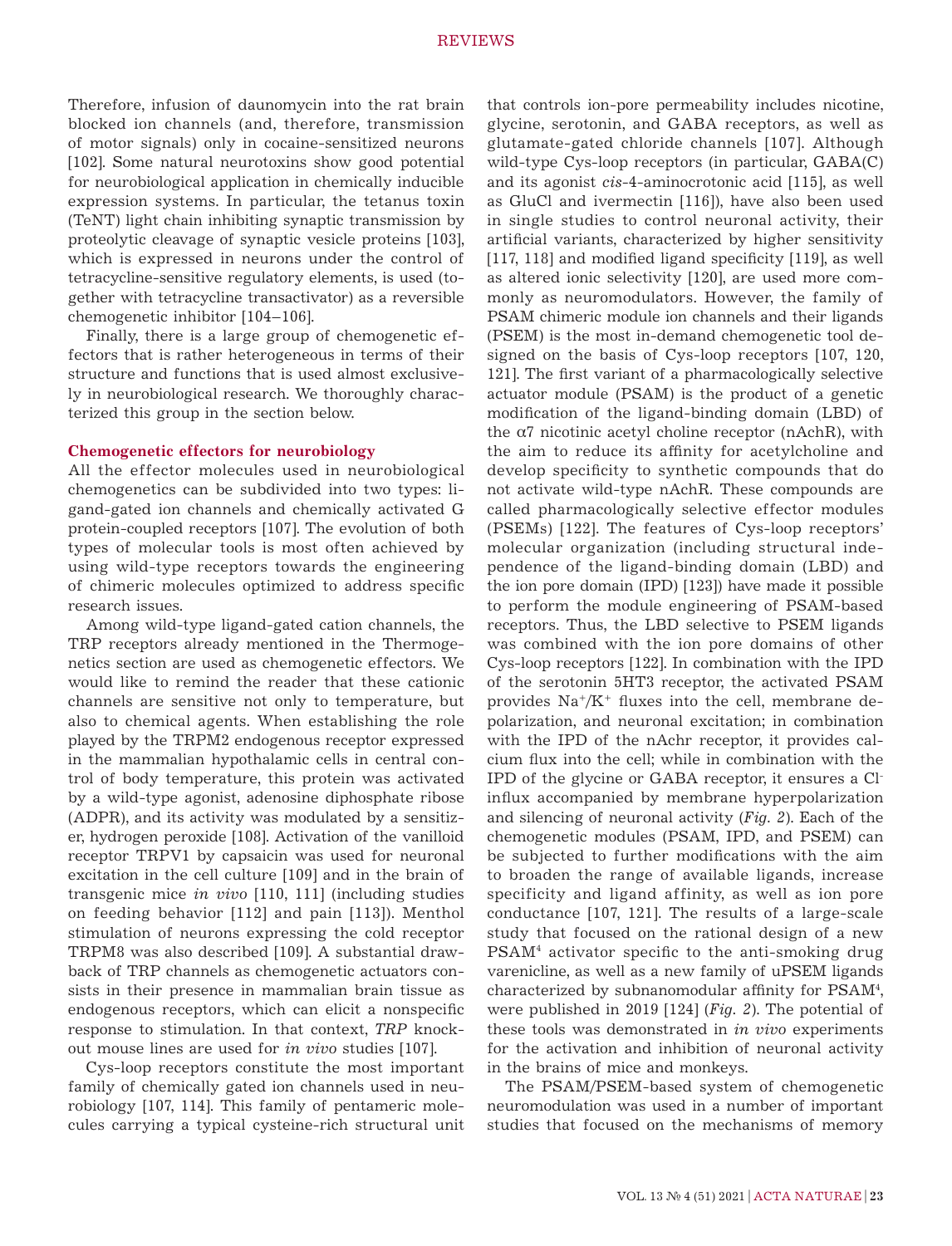Therefore, infusion of daunomycin into the rat brain blocked ion channels (and, therefore, transmission of motor signals) only in cocaine-sensitized neurons [102]. Some natural neurotoxins show good potential for neurobiological application in chemically inducible expression systems. In particular, the tetanus toxin (TeNT) light chain inhibiting synaptic transmission by proteolytic cleavage of synaptic vesicle proteins [103], which is expressed in neurons under the control of tetracycline-sensitive regulatory elements, is used (together with tetracycline transactivator) as a reversible chemogenetic inhibitor [104–106].

Finally, there is a large group of chemogenetic effectors that is rather heterogeneous in terms of their structure and functions that is used almost exclusively in neurobiological research. We thoroughly characterized this group in the section below.

**Chemogenetic effectors for neurobiology**

All the effector molecules used in neurobiological chemogenetics can be subdivided into two types: ligand-gated ion channels and chemically activated G protein-coupled receptors [107]. The evolution of both types of molecular tools is most often achieved by using wild-type receptors towards the engineering of chimeric molecules optimized to address specific research issues.

Among wild-type ligand-gated cation channels, the TRP receptors already mentioned in the Thermogenetics section are used as chemogenetic effectors. We would like to remind the reader that these cationic channels are sensitive not only to temperature, but also to chemical agents. When establishing the role played by the TRPM2 endogenous receptor expressed in the mammalian hypothalamic cells in central control of body temperature, this protein was activated by a wild-type agonist, adenosine diphosphate ribose (ADPR), and its activity was modulated by a sensitizer, hydrogen peroxide [108]. Activation of the vanilloid receptor TRPV1 by capsaicin was used for neuronal excitation in the cell culture [109] and in the brain of transgenic mice *in vivo* [110, 111] (including studies on feeding behavior [112] and pain [113]). Menthol stimulation of neurons expressing the cold receptor TRPM8 was also described [109]. A substantial drawback of TRP channels as chemogenetic actuators consists in their presence in mammalian brain tissue as endogenous receptors, which can elicit a nonspecific response to stimulation. In that context, *TRP* knockout mouse lines are used for *in vivo* studies [107].

Cys-loop receptors constitute the most important family of chemically gated ion channels used in neurobiology [107, 114]. This family of pentameric molecules carrying a typical cysteine-rich structural unit that controls ion-pore permeability includes nicotine, glycine, serotonin, and GABA receptors, as well as glutamate-gated chloride channels [107]. Although wild-type Cys-loop receptors (in particular, GABA(C) and its agonist *cis*-4-aminocrotonic acid [115], as well as GluCl and ivermectin [116]), have also been used in single studies to control neuronal activity, their artificial variants, characterized by higher sensitivity [117, 118] and modified ligand specificity [119], as well as altered ionic selectivity [120], are used more commonly as neuromodulators. However, the family of PSAM chimeric module ion channels and their ligands (PSEM) is the most in-demand chemogenetic tool designed on the basis of Cys-loop receptors [107, 120, 121]. The first variant of a pharmacologically selective actuator module (PSAM) is the product of a genetic modification of the ligand-binding domain (LBD) of the α7 nicotinic acetyl choline receptor (nAchR), with the aim to reduce its affinity for acetylcholine and develop specificity to synthetic compounds that do not activate wild-type nAchR. These compounds are called pharmacologically selective effector modules (PSEMs) [122]. The features of Cys-loop receptors' molecular organization (including structural independence of the ligand-binding domain (LBD) and the ion pore domain (IPD) [123]) have made it possible to perform the module engineering of PSAM-based receptors. Thus, the LBD selective to PSEM ligands was combined with the ion pore domains of other Cys-loop receptors [122]. In combination with the IPD of the serotonin 5HT3 receptor, the activated PSAM provides $Na^+/K^+$ fluxes into the cell, membrane depolarization, and neuronal excitation; in combination with the IPD of the nAchr receptor, it provides calcium flux into the cell; while in combination with the IPD of the glycine or GABA receptor, it ensures a $Cl^-$ influx accompanied by membrane hyperpolarization and silencing of neuronal activity (*Fig. 2*). Each of the chemogenetic modules (PSAM, IPD, and PSEM) can be subjected to further modifications with the aim to broaden the range of available ligands, increase specificity and ligand affinity, as well as ion pore conductance [107, 121]. The results of a large-scale study that focused on the rational design of a new $PSAM^4$ activator specific to the anti-smoking drug varenicline, as well as a new family of uPSEM ligands characterized by subnanomodular affinity for $PSAM^4$, were published in 2019 [124] (*Fig. 2*). The potential of these tools was demonstrated in *in vivo* experiments for the activation and inhibition of neuronal activity in the brains of mice and monkeys.

The PSAM/PSEM-based system of chemogenetic neuromodulation was used in a number of important studies that focused on the mechanisms of memory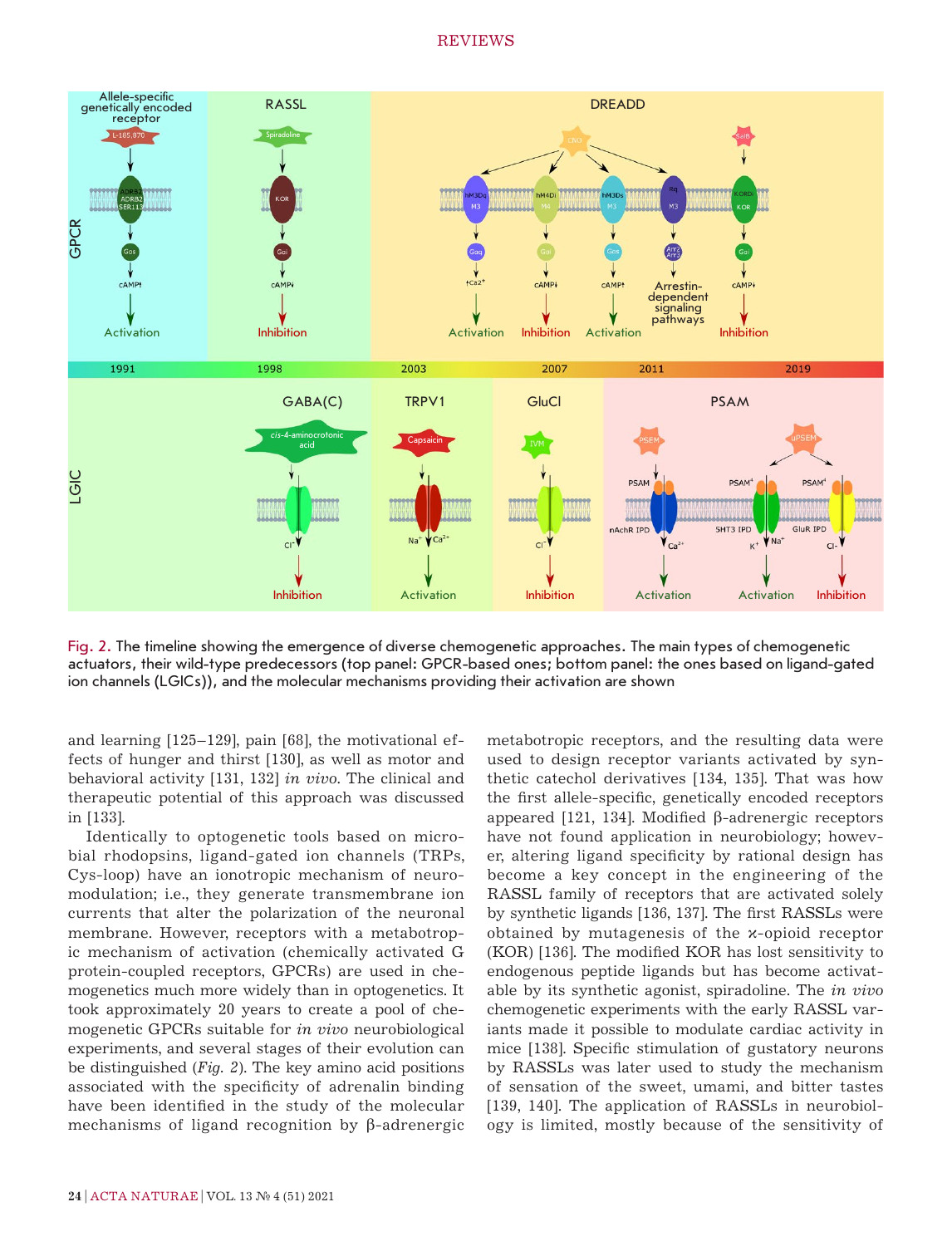Fig. 2. The timeline showing the emergence of diverse chemogenetic approaches. The main types of chemogenetic actuators, their wild-type predecessors (top panel: GPCR-based ones; bottom panel: the ones based on ligand-gated ion channels (LGICs)), and the molecular mechanisms providing their activation are shown

and learning [125–129], pain [68], the motivational effects of hunger and thirst [130], as well as motor and behavioral activity [131, 132] *in vivo*. The clinical and therapeutic potential of this approach was discussed in [133].

Identically to optogenetic tools based on microbial rhodopsins, ligand-gated ion channels (TRPs, Cys-loop) have an ionotropic mechanism of neuromodulation; i.e., they generate transmembrane ion currents that alter the polarization of the neuronal membrane. However, receptors with a metabotropic mechanism of activation (chemically activated G protein-coupled receptors, GPCRs) are used in chemogenetics much more widely than in optogenetics. It took approximately 20 years to create a pool of chemogenetic GPCRs suitable for *in vivo* neurobiological experiments, and several stages of their evolution can be distinguished (*Fig. 2*). The key amino acid positions associated with the specificity of adrenalin binding have been identified in the study of the molecular mechanisms of ligand recognition by β-adrenergic metabotropic receptors, and the resulting data were used to design receptor variants activated by synthetic catechol derivatives [134, 135]. That was how the first allele-specific, genetically encoded receptors appeared [121, 134]. Modified β-adrenergic receptors have not found application in neurobiology; however, altering ligand specificity by rational design has become a key concept in the engineering of the RASSL family of receptors that are activated solely by synthetic ligands [136, 137]. The first RASSLs were obtained by mutagenesis of the ϰ-opioid receptor (KOR) [136]. The modified KOR has lost sensitivity to endogenous peptide ligands but has become activatable by its synthetic agonist, spiradoline. The *in vivo* chemogenetic experiments with the early RASSL variants made it possible to modulate cardiac activity in mice [138]. Specific stimulation of gustatory neurons by RASSLs was later used to study the mechanism of sensation of the sweet, umami, and bitter tastes [139, 140]. The application of RASSLs in neurobiology is limited, mostly because of the sensitivity of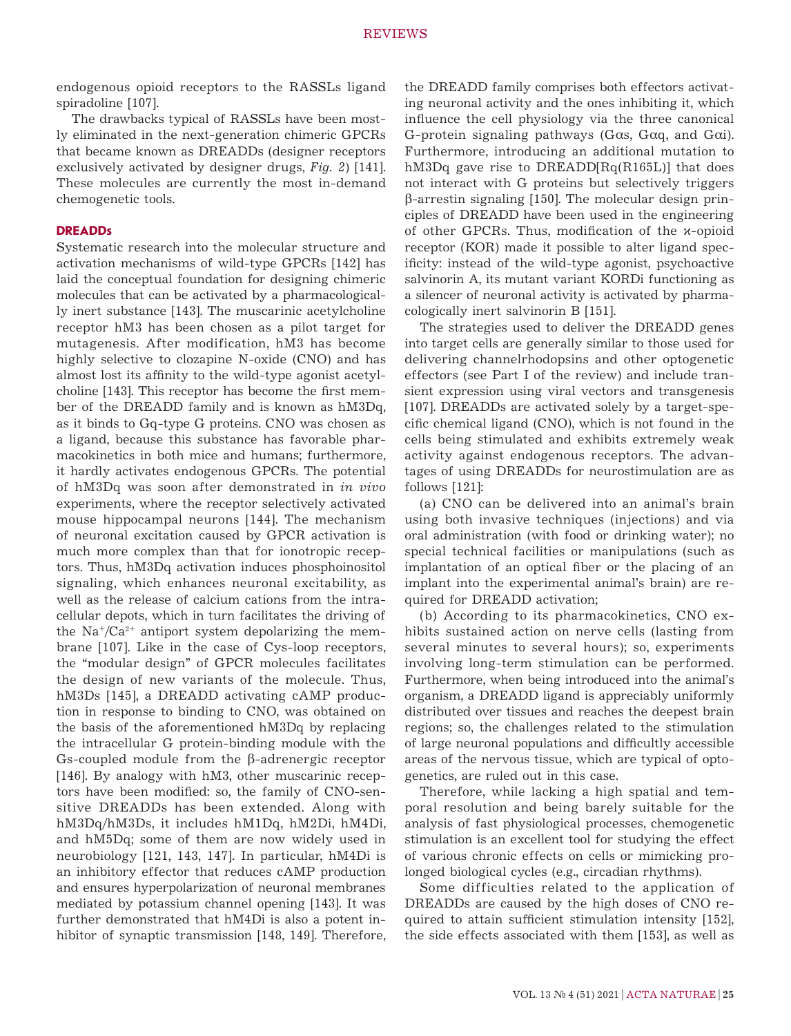endogenous opioid receptors to the RASSLs ligand spiradoline [107].

The drawbacks typical of RASSLs have been mostly eliminated in the next-generation chimeric GPCRs that became known as DREADDs (designer receptors exclusively activated by designer drugs, *Fig. 2*) [141]. These molecules are currently the most in-demand chemogenetic tools.

### DREADDs

Systematic research into the molecular structure and activation mechanisms of wild-type GPCRs [142] has laid the conceptual foundation for designing chimeric molecules that can be activated by a pharmacologically inert substance [143]. The muscarinic acetylcholine receptor hM3 has been chosen as a pilot target for mutagenesis. After modification, hM3 has become highly selective to clozapine N-oxide (CNO) and has almost lost its affinity to the wild-type agonist acetylcholine [143]. This receptor has become the first member of the DREADD family and is known as hM3Dq, as it binds to Gq-type G proteins. CNO was chosen as a ligand, because this substance has favorable pharmacokinetics in both mice and humans; furthermore, it hardly activates endogenous GPCRs. The potential of hM3Dq was soon after demonstrated in *in vivo* experiments, where the receptor selectively activated mouse hippocampal neurons [144]. The mechanism of neuronal excitation caused by GPCR activation is much more complex than that for ionotropic receptors. Thus, hM3Dq activation induces phosphoinositol signaling, which enhances neuronal excitability, as well as the release of calcium cations from the intracellular depots, which in turn facilitates the driving of the $Na^+/Ca^{2+}$ antiport system depolarizing the membrane [107]. Like in the case of Cys-loop receptors, the "modular design" of GPCR molecules facilitates the design of new variants of the molecule. Thus, hM3Ds [145], a DREADD activating cAMP production in response to binding to CNO, was obtained on the basis of the aforementioned hM3Dq by replacing the intracellular G protein-binding module with the Gs-coupled module from the β-adrenergic receptor [146]. By analogy with hM3, other muscarinic receptors have been modified: so, the family of CNO-sensitive DREADDs has been extended. Along with hM3Dq/hM3Ds, it includes hM1Dq, hM2Di, hM4Di, and hM5Dq; some of them are now widely used in neurobiology [121, 143, 147]. In particular, hM4Di is an inhibitory effector that reduces cAMP production and ensures hyperpolarization of neuronal membranes mediated by potassium channel opening [143]. It was further demonstrated that hM4Di is also a potent inhibitor of synaptic transmission [148, 149]. Therefore, the DREADD family comprises both effectors activating neuronal activity and the ones inhibiting it, which influence the cell physiology via the three canonical G-protein signaling pathways (Gαs, Gαq, and Gαi). Furthermore, introducing an additional mutation to hM3Dq gave rise to DREADD[Rq(R165L)] that does not interact with G proteins but selectively triggers β-arrestin signaling [150]. The molecular design principles of DREADD have been used in the engineering of other GPCRs. Thus, modification of the ϰ-opioid receptor (KOR) made it possible to alter ligand specificity: instead of the wild-type agonist, psychoactive salvinorin A, its mutant variant KORDi functioning as a silencer of neuronal activity is activated by pharmacologically inert salvinorin B [151].

The strategies used to deliver the DREADD genes into target cells are generally similar to those used for delivering channelrhodopsins and other optogenetic effectors (see Part I of the review) and include transient expression using viral vectors and transgenesis [107]. DREADDs are activated solely by a target-specific chemical ligand (CNO), which is not found in the cells being stimulated and exhibits extremely weak activity against endogenous receptors. The advantages of using DREADDs for neurostimulation are as follows [121]:

(a) CNO can be delivered into an animal's brain using both invasive techniques (injections) and via oral administration (with food or drinking water); no special technical facilities or manipulations (such as implantation of an optical fiber or the placing of an implant into the experimental animal's brain) are required for DREADD activation;

(b) According to its pharmacokinetics, CNO exhibits sustained action on nerve cells (lasting from several minutes to several hours); so, experiments involving long-term stimulation can be performed. Furthermore, when being introduced into the animal's organism, a DREADD ligand is appreciably uniformly distributed over tissues and reaches the deepest brain regions; so, the challenges related to the stimulation of large neuronal populations and difficultly accessible areas of the nervous tissue, which are typical of optogenetics, are ruled out in this case.

Therefore, while lacking a high spatial and temporal resolution and being barely suitable for the analysis of fast physiological processes, chemogenetic stimulation is an excellent tool for studying the effect of various chronic effects on cells or mimicking prolonged biological cycles (e.g., circadian rhythms).

Some difficulties related to the application of DREADDs are caused by the high doses of CNO required to attain sufficient stimulation intensity [152], the side effects associated with them [153], as well as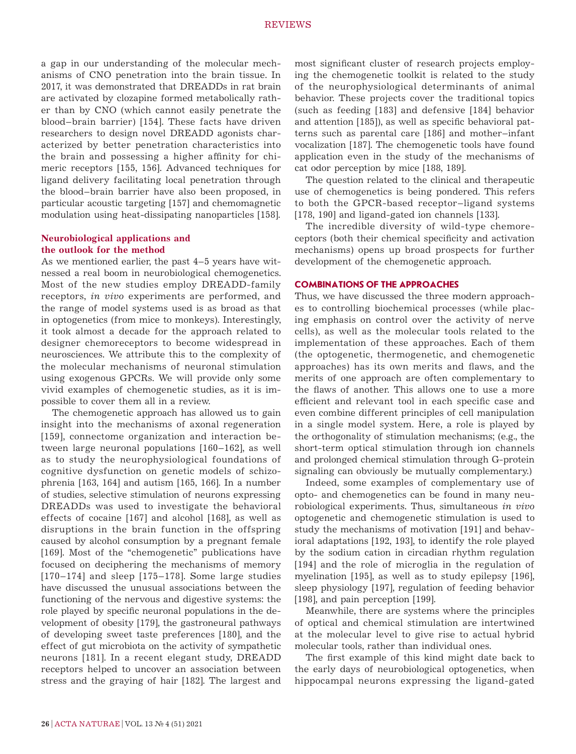a gap in our understanding of the molecular mechanisms of CNO penetration into the brain tissue. In 2017, it was demonstrated that DREADDs in rat brain are activated by clozapine formed metabolically rather than by CNO (which cannot easily penetrate the blood–brain barrier) [154]. These facts have driven researchers to design novel DREADD agonists characterized by better penetration characteristics into the brain and possessing a higher affinity for chimeric receptors [155, 156]. Advanced techniques for ligand delivery facilitating local penetration through the blood–brain barrier have also been proposed, in particular acoustic targeting [157] and chemomagnetic modulation using heat-dissipating nanoparticles [158].

### Neurobiological applications and the outlook for the method

As we mentioned earlier, the past 4–5 years have witnessed a real boom in neurobiological chemogenetics. Most of the new studies employ DREADD-family receptors, *in vivo* experiments are performed, and the range of model systems used is as broad as that in optogenetics (from mice to monkeys). Interestingly, it took almost a decade for the approach related to designer chemoreceptors to become widespread in neurosciences. We attribute this to the complexity of the molecular mechanisms of neuronal stimulation using exogenous GPCRs. We will provide only some vivid examples of chemogenetic studies, as it is impossible to cover them all in a review.

The chemogenetic approach has allowed us to gain insight into the mechanisms of axonal regeneration [159], connectome organization and interaction between large neuronal populations [160–162], as well as to study the neurophysiological foundations of cognitive dysfunction on genetic models of schizophrenia [163, 164] and autism [165, 166]. In a number of studies, selective stimulation of neurons expressing DREADDs was used to investigate the behavioral effects of cocaine [167] and alcohol [168], as well as disruptions in the brain function in the offspring caused by alcohol consumption by a pregnant female [169]. Most of the "chemogenetic" publications have focused on deciphering the mechanisms of memory [170–174] and sleep [175–178]. Some large studies have discussed the unusual associations between the functioning of the nervous and digestive systems: the role played by specific neuronal populations in the development of obesity [179], the gastroneural pathways of developing sweet taste preferences [180], and the effect of gut microbiota on the activity of sympathetic neurons [181]. In a recent elegant study, DREADD receptors helped to uncover an association between stress and the graying of hair [182]. The largest and most significant cluster of research projects employing the chemogenetic toolkit is related to the study of the neurophysiological determinants of animal behavior. These projects cover the traditional topics (such as feeding [183] and defensive [184] behavior and attention [185]), as well as specific behavioral patterns such as parental care [186] and mother–infant vocalization [187]. The chemogenetic tools have found application even in the study of the mechanisms of cat odor perception by mice [188, 189].

The question related to the clinical and therapeutic use of chemogenetics is being pondered. This refers to both the GPCR-based receptor–ligand systems [178, 190] and ligand-gated ion channels [133].

The incredible diversity of wild-type chemoreceptors (both their chemical specificity and activation mechanisms) opens up broad prospects for further development of the chemogenetic approach.

## COMBINATIONS OF THE APPROACHES

Thus, we have discussed the three modern approaches to controlling biochemical processes (while placing emphasis on control over the activity of nerve cells), as well as the molecular tools related to the implementation of these approaches. Each of them (the optogenetic, thermogenetic, and chemogenetic approaches) has its own merits and flaws, and the merits of one approach are often complementary to the flaws of another. This allows one to use a more efficient and relevant tool in each specific case and even combine different principles of cell manipulation in a single model system. Here, a role is played by the orthogonality of stimulation mechanisms; (e.g., the short-term optical stimulation through ion channels and prolonged chemical stimulation through G-protein signaling can obviously be mutually complementary.)

Indeed, some examples of complementary use of opto- and chemogenetics can be found in many neurobiological experiments. Thus, simultaneous *in vivo* optogenetic and chemogenetic stimulation is used to study the mechanisms of motivation [191] and behavioral adaptations [192, 193], to identify the role played by the sodium cation in circadian rhythm regulation [194] and the role of microglia in the regulation of myelination [195], as well as to study epilepsy [196], sleep physiology [197], regulation of feeding behavior [198], and pain perception [199].

Meanwhile, there are systems where the principles of optical and chemical stimulation are intertwined at the molecular level to give rise to actual hybrid molecular tools, rather than individual ones.

The first example of this kind might date back to the early days of neurobiological optogenetics, when hippocampal neurons expressing the ligand-gated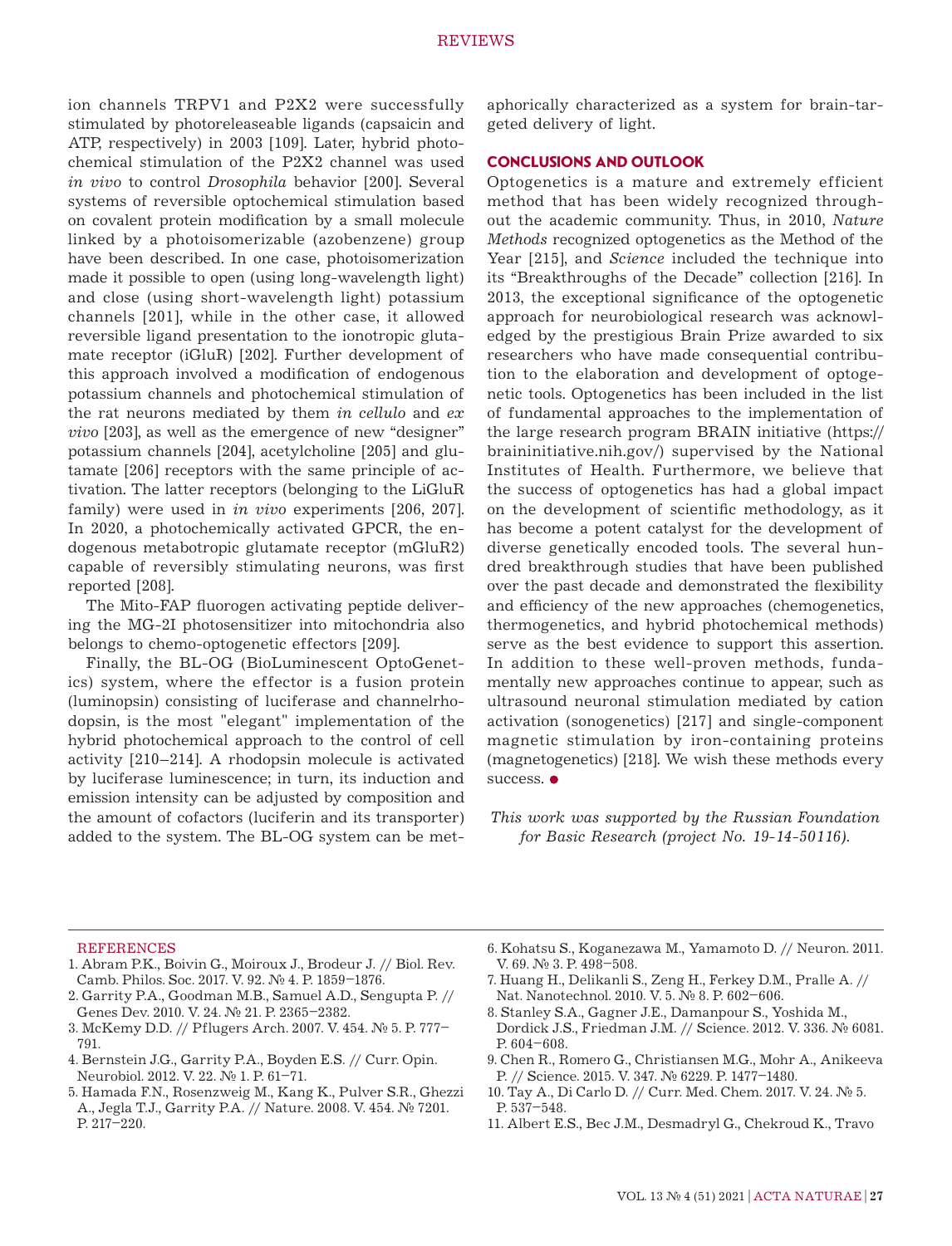ion channels TRPV1 and P2X2 were successfully stimulated by photoreleaseable ligands (capsaicin and ATP, respectively) in 2003 [109]. Later, hybrid photochemical stimulation of the P2X2 channel was used *in vivo* to control *Drosophila* behavior [200]. Several systems of reversible optochemical stimulation based on covalent protein modification by a small molecule linked by a photoisomerizable (azobenzene) group have been described. In one case, photoisomerization made it possible to open (using long-wavelength light) and close (using short-wavelength light) potassium channels [201], while in the other case, it allowed reversible ligand presentation to the ionotropic glutamate receptor (iGluR) [202]. Further development of this approach involved a modification of endogenous potassium channels and photochemical stimulation of the rat neurons mediated by them *in cellulo* and *ex vivo* [203], as well as the emergence of new "designer" potassium channels [204], acetylcholine [205] and glutamate [206] receptors with the same principle of activation. The latter receptors (belonging to the LiGluR family) were used in *in vivo* experiments [206, 207]. In 2020, a photochemically activated GPCR, the endogenous metabotropic glutamate receptor (mGluR2) capable of reversibly stimulating neurons, was first reported [208].

The Mito-FAP fluorogen activating peptide delivering the MG-2I photosensitizer into mitochondria also belongs to chemo-optogenetic effectors [209].

Finally, the BL-OG (BioLuminescent OptoGenetics) system, where the effector is a fusion protein (luminopsin) consisting of luciferase and channelrhodopsin, is the most "elegant" implementation of the hybrid photochemical approach to the control of cell activity [210–214]. A rhodopsin molecule is activated by luciferase luminescence; in turn, its induction and emission intensity can be adjusted by composition and the amount of cofactors (luciferin and its transporter) added to the system. The BL-OG system can be metaphorically characterized as a system for brain-targeted delivery of light.

## CONCLUSIONS AND OUTLOOK

Optogenetics is a mature and extremely efficient method that has been widely recognized throughout the academic community. Thus, in 2010, *Nature Methods* recognized optogenetics as the Method of the Year [215], and *Science* included the technique into its "Breakthroughs of the Decade" collection [216]. In 2013, the exceptional significance of the optogenetic approach for neurobiological research was acknowledged by the prestigious Brain Prize awarded to six researchers who have made consequential contribution to the elaboration and development of optogenetic tools. Optogenetics has been included in the list of fundamental approaches to the implementation of the large research program BRAIN initiative (https://braininitiative.nih.gov/) supervised by the National Institutes of Health. Furthermore, we believe that the success of optogenetics has had a global impact on the development of scientific methodology, as it has become a potent catalyst for the development of diverse genetically encoded tools. The several hundred breakthrough studies that have been published over the past decade and demonstrated the flexibility and efficiency of the new approaches (chemogenetics, thermogenetics, and hybrid photochemical methods) serve as the best evidence to support this assertion. In addition to these well-proven methods, fundamentally new approaches continue to appear, such as ultrasound neuronal stimulation mediated by cation activation (sonogenetics) [217] and single-component magnetic stimulation by iron-containing proteins (magnetogenetics) [218]. We wish these methods every success. ●

*This work was supported by the Russian Foundation for Basic Research (project No. 19-14-50116).*

## REFERENCES

1. Abram P.K., Boivin G., Moiroux J., Brodeur J. // Biol. Rev. Camb. Philos. Soc. 2017. V. 92. № 4. P. 1859–1876.
2. Garrity P.A., Goodman M.B., Samuel A.D., Sengupta P. // Genes Dev. 2010. V. 24. № 21. P. 2365–2382.
3. McKemy D.D. // Pflugers Arch. 2007. V. 454. № 5. P. 777–791.
4. Bernstein J.G., Garrity P.A., Boyden E.S. // Curr. Opin. Neurobiol. 2012. V. 22. № 1. P. 61–71.
5. Hamada F.N., Rosenzweig M., Kang K., Pulver S.R., Ghezzi A., Jegla T.J., Garrity P.A. // Nature. 2008. V. 454. № 7201. P. 217–220.
6. Kohatsu S., Koganezawa M., Yamamoto D. // Neuron. 2011. V. 69. № 3. P. 498–508.
7. Huang H., Delikanli S., Zeng H., Ferkey D.M., Pralle A. // Nat. Nanotechnol. 2010. V. 5. № 8. P. 602–606.
8. Stanley S.A., Gagner J.E., Damanpour S., Yoshida M., Dordick J.S., Friedman J.M. // Science. 2012. V. 336. № 6081. P. 604–608.
9. Chen R., Romero G., Christiansen M.G., Mohr A., Anikeeva P. // Science. 2015. V. 347. № 6229. P. 1477–1480.
10. Tay A., Di Carlo D. // Curr. Med. Chem. 2017. V. 24. № 5. P. 537–548.
11. Albert E.S., Bec J.M., Desmadryl G., Chekroud K., Travo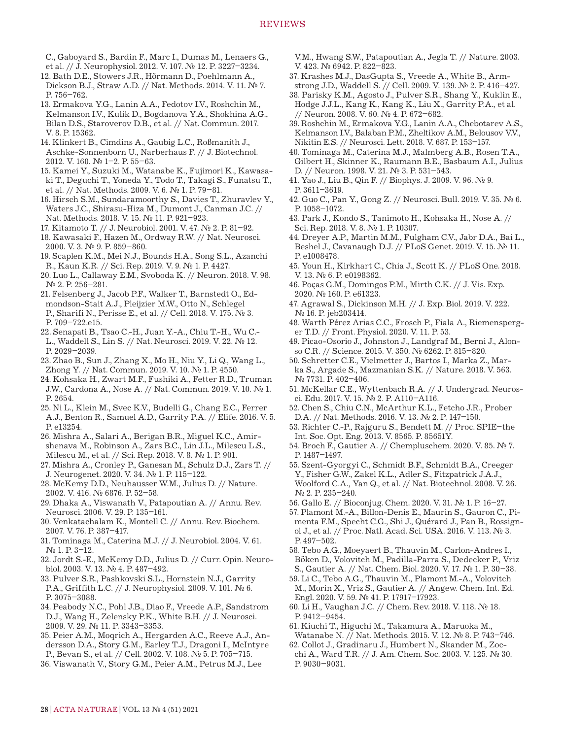C., Gaboyard S., Bardin F., Marc I., Dumas M., Lenaers G., et al. // J. Neurophysiol. 2012. V. 107. № 12. P. 3227–3234.

12. Bath D.E., Stowers J.R., Hörmann D., Poehlmann A., Dickson B.J., Straw A.D. // Nat. Methods. 2014. V. 11. № 7. P. 756–762.
13. Ermakova Y.G., Lanin A.A., Fedotov I.V., Roshchin M., Kelmanson I.V., Kulik D., Bogdanova Y.A., Shokhina A.G., Bilan D.S., Staroverov D.B., et al. // Nat. Commun. 2017. V. 8. P. 15362.
14. Klinkert B., Cimdins A., Gaubig L.C., Roßmanith J., Aschke-Sonnenborn U., Narberhaus F. // J. Biotechnol. 2012. V. 160. № 1–2. P. 55–63.
15. Kamei Y., Suzuki M., Watanabe K., Fujimori K., Kawasaki T., Deguchi T., Yoneda Y., Todo T., Takagi S., Funatsu T., et al. // Nat. Methods. 2009. V. 6. № 1. P. 79–81.
16. Hirsch S.M., Sundaramoorthy S., Davies T., Zhuravlev Y., Waters J.C., Shirasu-Hiza M., Dumont J., Canman J.C. // Nat. Methods. 2018. V. 15. № 11. P. 921–923.
17. Kitamoto T. // J. Neurobiol. 2001. V. 47. № 2. P. 81–92.
18. Kawasaki F., Hazen M., Ordway R.W. // Nat. Neurosci. 2000. V. 3. № 9. P. 859–860.
19. Scaplen K.M., Mei N.J., Bounds H.A., Song S.L., Azanchi R., Kaun K.R. // Sci. Rep. 2019. V. 9. № 1. P. 4427.
20. Luo L., Callaway E.M., Svoboda K. // Neuron. 2018. V. 98. № 2. P. 256–281.
21. Felsenberg J., Jacob P.F., Walker T., Barnstedt O., Edmondson-Stait A.J., Pleijzier M.W., Otto N., Schlegel P., Sharifi N., Perisse E., et al. // Cell. 2018. V. 175. № 3. P. 709–722.e15.
22. Senapati B., Tsao C.-H., Juan Y.-A., Chiu T.-H., Wu C.-L., Waddell S., Lin S. // Nat. Neurosci. 2019. V. 22. № 12. P. 2029–2039.
23. Zhao B., Sun J., Zhang X., Mo H., Niu Y., Li Q., Wang L., Zhong Y. // Nat. Commun. 2019. V. 10. № 1. P. 4550.
24. Kohsaka H., Zwart M.F., Fushiki A., Fetter R.D., Truman J.W., Cardona A., Nose A. // Nat. Commun. 2019. V. 10. № 1. P. 2654.
25. Ni L., Klein M., Svec K.V., Budelli G., Chang E.C., Ferrer A.J., Benton R., Samuel A.D., Garrity P.A. // Elife. 2016. V. 5. P. e13254.
26. Mishra A., Salari A., Berigan B.R., Miguel K.C., Amirshenava M., Robinson A., Zars B.C., Lin J.L., Milescu L.S., Milescu M., et al. // Sci. Rep. 2018. V. 8. № 1. P. 901.
27. Mishra A., Cronley P., Ganesan M., Schulz D.J., Zars T. // J. Neurogenet. 2020. V. 34. № 1. P. 115–122.
28. McKemy D.D., Neuhausser W.M., Julius D. // Nature. 2002. V. 416. № 6876. P. 52–58.
29. Dhaka A., Viswanath V., Patapoutian A. // Annu. Rev. Neurosci. 2006. V. 29. P. 135–161.
30. Venkatachalam K., Montell C. // Annu. Rev. Biochem. 2007. V. 76. P. 387–417.
31. Tominaga M., Caterina M.J. // J. Neurobiol. 2004. V. 61. № 1. P. 3–12.
32. Jordt S.-E., McKemy D.D., Julius D. // Curr. Opin. Neurobiol. 2003. V. 13. № 4. P. 487–492.
33. Pulver S.R., Pashkovski S.L., Hornstein N.J., Garrity P.A., Griffith L.C. // J. Neurophysiol. 2009. V. 101. № 6. P. 3075–3088.
34. Peabody N.C., Pohl J.B., Diao F., Vreede A.P., Sandstrom D.J., Wang H., Zelensky P.K., White B.H. // J. Neurosci. 2009. V. 29. № 11. P. 3343–3353.
35. Peier A.M., Moqrich A., Hergarden A.C., Reeve A.J., Andersson D.A., Story G.M., Earley T.J., Dragoni I., McIntyre P., Bevan S., et al. // Cell. 2002. V. 108. № 5. P. 705–715.
36. Viswanath V., Story G.M., Peier A.M., Petrus M.J., Lee V.M., Hwang S.W., Patapoutian A., Jegla T. // Nature. 2003. V. 423. № 6942. P. 822–823.
37. Krashes M.J., DasGupta S., Vreede A., White B., Armstrong J.D., Waddell S. // Cell. 2009. V. 139. № 2. P. 416–427.
38. Parisky K.M., Agosto J., Pulver S.R., Shang Y., Kuklin E., Hodge J.J.L., Kang K., Kang K., Liu X., Garrity P.A., et al. // Neuron. 2008. V. 60. № 4. P. 672–682.
39. Roshchin M., Ermakova Y.G., Lanin A.A., Chebotarev A.S., Kelmanson I.V., Balaban P.M., Zheltikov A.M., Belousov V.V., Nikitin E.S. // Neurosci. Lett. 2018. V. 687. P. 153–157.
40. Tominaga M., Caterina M.J., Malmberg A.B., Rosen T.A., Gilbert H., Skinner K., Raumann B.E., Basbaum A.I., Julius D. // Neuron. 1998. V. 21. № 3. P. 531–543.
41. Yao J., Liu B., Qin F. // Biophys. J. 2009. V. 96. № 9. P. 3611–3619.
42. Guo C., Pan Y., Gong Z. // Neurosci. Bull. 2019. V. 35. № 6. P. 1058–1072.
43. Park J., Kondo S., Tanimoto H., Kohsaka H., Nose A. // Sci. Rep. 2018. V. 8. № 1. P. 10307.
44. Dreyer A.P., Martin M.M., Fulgham C.V., Jabr D.A., Bai L., Beshel J., Cavanaugh D.J. // PLoS Genet. 2019. V. 15. № 11. P. e1008478.
45. Youn H., Kirkhart C., Chia J., Scott K. // PLoS One. 2018. V. 13. № 6. P. e0198362.
46. Poças G.M., Domingos P.M., Mirth C.K. // J. Vis. Exp. 2020. № 160. P. e61323.
47. Agrawal S., Dickinson M.H. // J. Exp. Biol. 2019. V. 222. № 16. P. jeb203414.
48. Warth Pérez Arias C.C., Frosch P., Fiala A., Riemensperger T.D. // Front. Physiol. 2020. V. 11. P. 53.
49. Picao-Osorio J., Johnston J., Landgraf M., Berni J., Alonso C.R. // Science. 2015. V. 350. № 6262. P. 815–820.
50. Schretter C.E., Vielmetter J., Bartos I., Marka Z., Marka S., Argade S., Mazmanian S.K. // Nature. 2018. V. 563. № 7731. P. 402–406.
51. McKellar C.E., Wyttenbach R.A. // J. Undergrad. Neurosci. Edu. 2017. V. 15. № 2. P. A110–A116.
52. Chen S., Chiu C.N., McArthur K.L., Fetcho J.R., Prober D.A. // Nat. Methods. 2016. V. 13. № 2. P. 147–150.
53. Richter C.-P., Rajguru S., Bendett M. // Proc. SPIE–the Int. Soc. Opt. Eng. 2013. V. 8565. P. 85651Y.
54. Broch F., Gautier A. // Chempluschem. 2020. V. 85. № 7. P. 1487–1497.
55. Szent-Gyorgyi C., Schmidt B.F., Schmidt B.A., Creeger Y., Fisher G.W., Zakel K.L., Adler S., Fitzpatrick J.A.J., Woolford C.A., Yan Q., et al. // Nat. Biotechnol. 2008. V. 26. № 2. P. 235–240.
56. Gallo E. // Bioconjug. Chem. 2020. V. 31. № 1. P. 16–27.
57. Plamont M.-A., Billon-Denis E., Maurin S., Gauron C., Pimenta F.M., Specht C.G., Shi J., Quérard J., Pan B., Rossignol J., et al. // Proc. Natl. Acad. Sci. USA. 2016. V. 113. № 3. P. 497–502.
58. Tebo A.G., Moeyaert B., Thauvin M., Carlon-Andres I., Böken D., Volovitch M., Padilla-Parra S., Dedecker P., Vriz S., Gautier A. // Nat. Chem. Biol. 2020. V. 17. № 1. P. 30–38.
59. Li C., Tebo A.G., Thauvin M., Plamont M.-A., Volovitch M., Morin X., Vriz S., Gautier A. // Angew. Chem. Int. Ed. Engl. 2020. V. 59. № 41. P. 17917–17923.
60. Li H., Vaughan J.C. // Chem. Rev. 2018. V. 118. № 18. P. 9412–9454.
61. Kiuchi T., Higuchi M., Takamura A., Maruoka M., Watanabe N. // Nat. Methods. 2015. V. 12. № 8. P. 743–746.
62. Collot J., Gradinaru J., Humbert N., Skander M., Zocchi A., Ward T.R. // J. Am. Chem. Soc. 2003. V. 125. № 30. P. 9030–9031.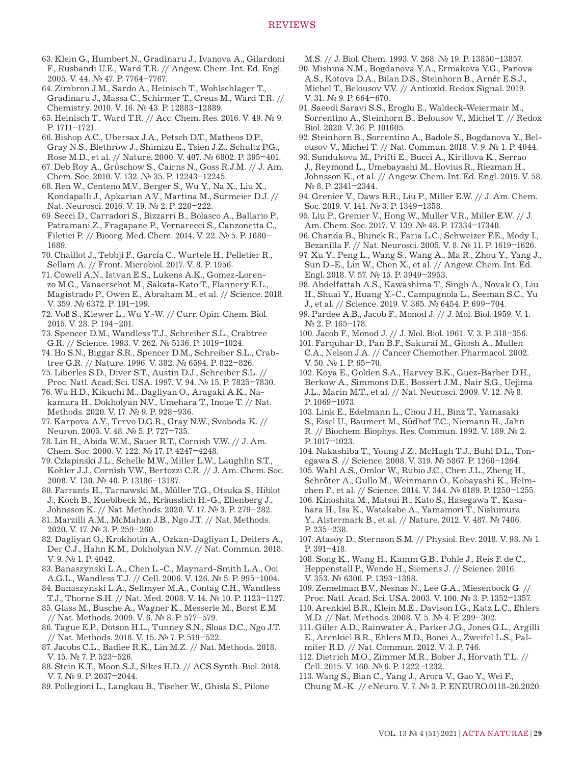63. Klein G., Humbert N., Gradinaru J., Ivanova A., Gilardoni F., Rusbandi U.E., Ward T.R. // Angew. Chem. Int. Ed. Engl. 2005. V. 44. № 47. P. 7764–7767.
64. Zimbron J.M., Sardo A., Heinisch T., Wohlschlager T., Gradinaru J., Massa C., Schirmer T., Creus M., Ward T.R. // Chemistry. 2010. V. 16. № 43. P. 12883–12889.
65. Heinisch T., Ward T.R. // Acc. Chem. Res. 2016. V. 49. № 9. P. 1711–1721.
66. Bishop A.C., Ubersax J.A., Petsch D.T., Matheos D.P., Gray N.S., Blethrow J., Shimizu E., Tsien J.Z., Schultz P.G., Rose M.D., et al. // Nature. 2000. V. 407. № 6802. P. 395–401.
67. Deb Roy A., Grüschow S., Cairns N., Goss R.J.M. // J. Am. Chem. Soc. 2010. V. 132. № 35. P. 12243–12245.
68. Ren W., Centeno M.V., Berger S., Wu Y., Na X., Liu X., Kondapalli J., Apkarian A.V., Martina M., Surmeier D.J. // Nat. Neurosci. 2016. V. 19. № 2. P. 220–222.
69. Secci D., Carradori S., Bizzarri B., Bolasco A., Ballario P., Patramani Z., Fragapane P., Vernarecci S., Canzonetta C., Filetici P. // Bioorg. Med. Chem. 2014. V. 22. № 5. P. 1680–1689.
70. Chaillot J., Tebbji F., García C., Wurtele H., Pelletier R., Sellam A. // Front. Microbiol. 2017. V. 8. P. 1956.
71. Cowell A.N., Istvan E.S., Lukens A.K., Gomez-Lorenzo M.G., Vanaerschot M., Sakata-Kato T., Flannery E.L., Magistrado P., Owen E., Abraham M., et al. // Science. 2018. V. 359. № 6372. P. 191–199.
72. Voß S., Klewer L., Wu Y.-W. // Curr. Opin. Chem. Biol. 2015. V. 28. P. 194–201.
73. Spencer D.M., Wandless T.J., Schreiber S.L., Crabtree G.R. // Science. 1993. V. 262. № 5136. P. 1019–1024.
74. Ho S.N., Biggar S.R., Spencer D.M., Schreiber S.L., Crabtree G.R. // Nature. 1996. V. 382. № 6594. P. 822–826.
75. Liberles S.D., Diver S.T., Austin D.J., Schreiber S.L. // Proc. Natl. Acad. Sci. USA. 1997. V. 94. № 15. P. 7825–7830.
76. Wu H.D., Kikuchi M., Dagliyan O., Aragaki A.K., Nakamura H., Dokholyan N.V., Umehara T., Inoue T. // Nat. Methods. 2020. V. 17. № 9. P. 928–936.
77. Karpova A.Y., Tervo D.G.R., Gray N.W., Svoboda K. // Neuron. 2005. V. 48. № 5. P. 727–735.
78. Lin H., Abida W.M., Sauer R.T., Cornish V.W. // J. Am. Chem. Soc. 2000. V. 122. № 17. P. 4247–4248.
79. Czlapinski J.L., Schelle M.W., Miller L.W., Laughlin S.T., Kohler J.J., Cornish V.W., Bertozzi C.R. // J. Am. Chem. Soc. 2008. V. 130. № 40. P. 13186–13187.
80. Farrants H., Tarnawski M., Müller T.G., Otsuka S., Hiblot J., Koch B., Kueblbeck M., Kräusslich H.-G., Ellenberg J., Johnsson K. // Nat. Methods. 2020. V. 17. № 3. P. 279–282.
81. Marzilli A.M., McMahan J.B., Ngo J.T. // Nat. Methods. 2020. V. 17. № 3. P. 259–260.
82. Dagliyan O., Krokhotin A., Ozkan-Dagliyan I., Deiters A., Der C.J., Hahn K.M., Dokholyan N.V. // Nat. Commun. 2018. V. 9. № 1. P. 4042.
83. Banaszynski L.A., Chen L.-C., Maynard-Smith L.A., Ooi A.G.L., Wandless T.J. // Cell. 2006. V. 126. № 5. P. 995–1004.
84. Banaszynski L.A., Sellmyer M.A., Contag C.H., Wandless T.J., Thorne S.H. // Nat. Med. 2008. V. 14. № 10. P. 1123–1127.
85. Glass M., Busche A., Wagner K., Messerle M., Borst E.M. // Nat. Methods. 2009. V. 6. № 8. P. 577–579.
86. Tague E.P., Dotson H.L., Tunney S.N., Sloas D.C., Ngo J.T. // Nat. Methods. 2018. V. 15. № 7. P. 519–522.
87. Jacobs C.L., Badiee R.K., Lin M.Z. // Nat. Methods. 2018. V. 15. № 7. P. 523–526.
88. Stein K.T., Moon S.J., Sikes H.D. // ACS Synth. Biol. 2018. V. 7. № 9. P. 2037–2044.
89. Pollegioni L., Langkau B., Tischer W., Ghisla S., Pilone M.S. // J. Biol. Chem. 1993. V. 268. № 19. P. 13850–13857.
90. Mishina N.M., Bogdanova Y.A., Ermakova Y.G., Panova A.S., Kotova D.A., Bilan D.S., Steinhorn B., Arnér E.S.J., Michel T., Belousov V.V. // Antioxid. Redox Signal. 2019. V. 31. № 9. P. 664–670.
91. Saeedi Saravi S.S., Eroglu E., Waldeck-Weiermair M., Sorrentino A., Steinhorn B., Belousov V., Michel T. // Redox Biol. 2020. V. 36. P. 101605.
92. Steinhorn B., Sorrentino A., Badole S., Bogdanova Y., Belousov V., Michel T. // Nat. Commun. 2018. V. 9. № 1. P. 4044.
93. Sundukova M., Prifti E., Bucci A., Kirillova K., Serrao J., Reymond L., Umebayashi M., Hovius R., Riezman H., Johnsson K., et al. // Angew. Chem. Int. Ed. Engl. 2019. V. 58. № 8. P. 2341–2344.
94. Grenier V., Daws B.R., Liu P., Miller E.W. // J. Am. Chem. Soc. 2019. V. 141. № 3. P. 1349–1358.
95. Liu P., Grenier V., Hong W., Muller V.R., Miller E.W. // J. Am. Chem. Soc. 2017. V. 139. № 48. P. 17334–17340.
96. Chanda B., Blunck R., Faria L.C., Schweizer F.E., Mody I., Bezanilla F. // Nat. Neurosci. 2005. V. 8. № 11. P. 1619–1626.
97. Xu Y., Peng L., Wang S., Wang A., Ma R., Zhou Y., Yang J., Sun D.-E., Lin W., Chen X., et al. // Angew. Chem. Int. Ed. Engl. 2018. V. 57. № 15. P. 3949–3953.
98. Abdelfattah A.S., Kawashima T., Singh A., Novak O., Liu H., Shuai Y., Huang Y.-C., Campagnola L., Seeman S.C., Yu J., et al. // Science. 2019. V. 365. № 6454. P. 699–704.
99. Pardee A.B., Jacob F., Monod J. // J. Mol. Biol. 1959. V. 1. № 2. P. 165–178.
100. Jacob F., Monod J. // J. Mol. Biol. 1961. V. 3. P. 318–356.
101. Farquhar D., Pan B.F., Sakurai M., Ghosh A., Mullen C.A., Nelson J.A. // Cancer Chemother. Pharmacol. 2002. V. 50. № 1. P. 65–70.
102. Koya E., Golden S.A., Harvey B.K., Guez-Barber D.H., Berkow A., Simmons D.E., Bossert J.M., Nair S.G., Uejima J.L., Marin M.T., et al. // Nat. Neurosci. 2009. V. 12. № 8. P. 1069–1073.
103. Link E., Edelmann L., Chou J.H., Binz T., Yamasaki S., Eisel U., Baumert M., Südhof T.C., Niemann H., Jahn R. // Biochem. Biophys. Res. Commun. 1992. V. 189. № 2. P. 1017–1023.
104. Nakashiba T., Young J.Z., McHugh T.J., Buhl D.L., Tonegawa S. // Science. 2008. V. 319. № 5867. P. 1260–1264.
105. Wahl A.S., Omlor W., Rubio J.C., Chen J.L., Zheng H., Schröter A., Gullo M., Weinmann O., Kobayashi K., Helmchen F., et al. // Science. 2014. V. 344. № 6189. P. 1250–1255.
106. Kinoshita M., Matsui R., Kato S., Hasegawa T., Kasahara H., Isa K., Watakabe A., Yamamori T., Nishimura Y., Alstermark B., et al. // Nature. 2012. V. 487. № 7406. P. 235–238.
107. Atasoy D., Sternson S.M. // Physiol. Rev. 2018. V. 98. № 1. P. 391–418.
108. Song K., Wang H., Kamm G.B., Pohle J., Reis F. de C., Heppenstall P., Wende H., Siemens J. // Science. 2016. V. 353. № 6306. P. 1393–1398.
109. Zemelman B.V., Nesnas N., Lee G.A., Miesenbock G. // Proc. Natl. Acad. Sci. USA. 2003. V. 100. № 3. P. 1352–1357.
110. Arenkiel B.R., Klein M.E., Davison I.G., Katz L.C., Ehlers M.D. // Nat. Methods. 2008. V. 5. № 4. P. 299–302.
111. Güler A.D., Rainwater A., Parker J.G., Jones G.L., Argilli E., Arenkiel B.R., Ehlers M.D., Bonci A., Zweifel L.S., Palmiter R.D. // Nat. Commun. 2012. V. 3. P. 746.
112. Dietrich M.O., Zimmer M.R., Bober J., Horvath T.L. // Cell. 2015. V. 160. № 6. P. 1222–1232.
113. Wang S., Bian C., Yang J., Arora V., Gao Y., Wei F., Chung M.-K. // eNeuro. V. 7. № 3. P. ENEURO.0118-20.2020.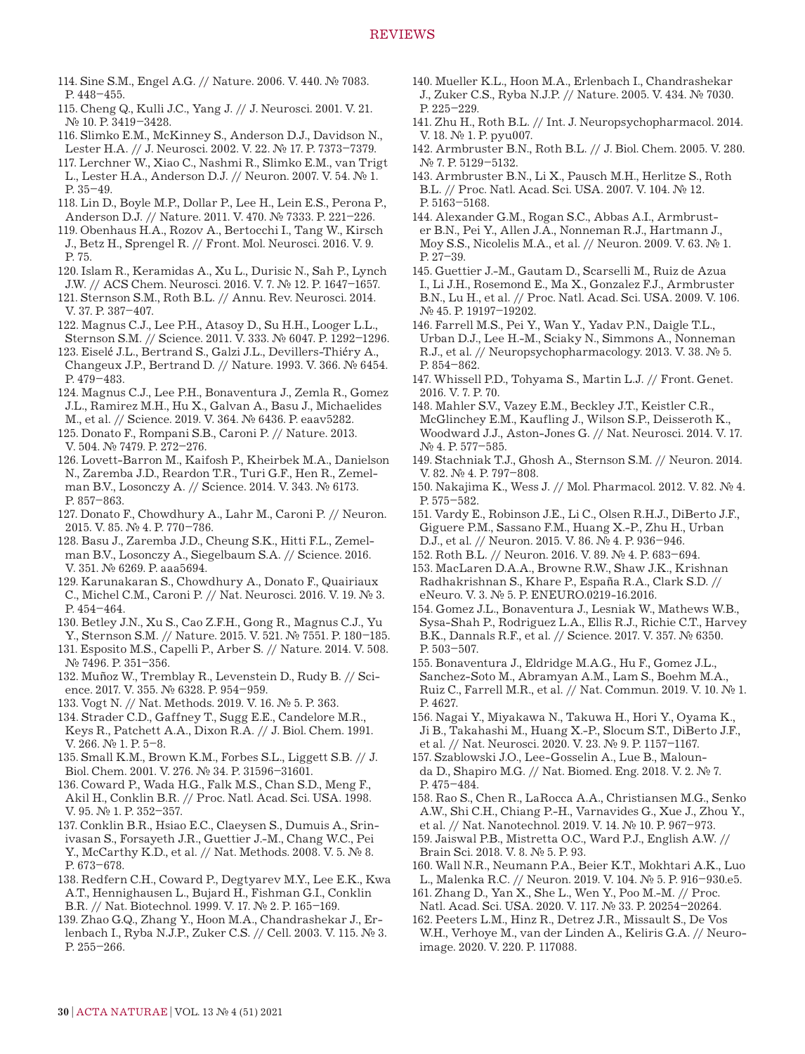114. Sine S.M., Engel A.G. // Nature. 2006. V. 440. № 7083. P. 448–455.
115. Cheng Q., Kulli J.C., Yang J. // J. Neurosci. 2001. V. 21. № 10. P. 3419–3428.
116. Slimko E.M., McKinney S., Anderson D.J., Davidson N., Lester H.A. // J. Neurosci. 2002. V. 22. № 17. P. 7373–7379.
117. Lerchner W., Xiao C., Nashmi R., Slimko E.M., van Trigt L., Lester H.A., Anderson D.J. // Neuron. 2007. V. 54. № 1. P. 35–49.
118. Lin D., Boyle M.P., Dollar P., Lee H., Lein E.S., Perona P., Anderson D.J. // Nature. 2011. V. 470. № 7333. P. 221–226.
119. Obenhaus H.A., Rozov A., Bertocchi I., Tang W., Kirsch J., Betz H., Sprengel R. // Front. Mol. Neurosci. 2016. V. 9. P. 75.
120. Islam R., Keramidas A., Xu L., Durisic N., Sah P., Lynch J.W. // ACS Chem. Neurosci. 2016. V. 7. № 12. P. 1647–1657.
121. Sternson S.M., Roth B.L. // Annu. Rev. Neurosci. 2014. V. 37. P. 387–407.
122. Magnus C.J., Lee P.H., Atasoy D., Su H.H., Looger L.L., Sternson S.M. // Science. 2011. V. 333. № 6047. P. 1292–1296.
123. Eiselé J.L., Bertrand S., Galzi J.L., Devillers-Thiéry A., Changeux J.P., Bertrand D. // Nature. 1993. V. 366. № 6454. P. 479–483.
124. Magnus C.J., Lee P.H., Bonaventura J., Zemla R., Gomez J.L., Ramirez M.H., Hu X., Galvan A., Basu J., Michaelides M., et al. // Science. 2019. V. 364. № 6436. P. eaav5282.
125. Donato F., Rompani S.B., Caroni P. // Nature. 2013. V. 504. № 7479. P. 272–276.
126. Lovett-Barron M., Kaifosh P., Kheirbek M.A., Danielson N., Zaremba J.D., Reardon T.R., Turi G.F., Hen R., Zemelman B.V., Losonczy A. // Science. 2014. V. 343. № 6173. P. 857–863.
127. Donato F., Chowdhury A., Lahr M., Caroni P. // Neuron. 2015. V. 85. № 4. P. 770–786.
128. Basu J., Zaremba J.D., Cheung S.K., Hitti F.L., Zemelman B.V., Losonczy A., Siegelbaum S.A. // Science. 2016. V. 351. № 6269. P. aaa5694.
129. Karunakaran S., Chowdhury A., Donato F., Quairiaux C., Michel C.M., Caroni P. // Nat. Neurosci. 2016. V. 19. № 3. P. 454–464.
130. Betley J.N., Xu S., Cao Z.F.H., Gong R., Magnus C.J., Yu Y., Sternson S.M. // Nature. 2015. V. 521. № 7551. P. 180–185.
131. Esposito M.S., Capelli P., Arber S. // Nature. 2014. V. 508. № 7496. P. 351–356.
132. Muñoz W., Tremblay R., Levenstein D., Rudy B. // Science. 2017. V. 355. № 6328. P. 954–959.
133. Vogt N. // Nat. Methods. 2019. V. 16. № 5. P. 363.
134. Strader C.D., Gaffney T., Sugg E.E., Candelore M.R., Keys R., Patchett A.A., Dixon R.A. // J. Biol. Chem. 1991. V. 266. № 1. P. 5–8.
135. Small K.M., Brown K.M., Forbes S.L., Liggett S.B. // J. Biol. Chem. 2001. V. 276. № 34. P. 31596–31601.
136. Coward P., Wada H.G., Falk M.S., Chan S.D., Meng F., Akil H., Conklin B.R. // Proc. Natl. Acad. Sci. USA. 1998. V. 95. № 1. P. 352–357.
137. Conklin B.R., Hsiao E.C., Claeysen S., Dumuis A., Srinivasan S., Forsayeth J.R., Guettier J.-M., Chang W.C., Pei Y., McCarthy K.D., et al. // Nat. Methods. 2008. V. 5. № 8. P. 673–678.
138. Redfern C.H., Coward P., Degtyarev M.Y., Lee E.K., Kwa A.T., Hennighausen L., Bujard H., Fishman G.I., Conklin B.R. // Nat. Biotechnol. 1999. V. 17. № 2. P. 165–169.
139. Zhao G.Q., Zhang Y., Hoon M.A., Chandrashekar J., Erlenbach I., Ryba N.J.P., Zuker C.S. // Cell. 2003. V. 115. № 3. P. 255–266.
140. Mueller K.L., Hoon M.A., Erlenbach I., Chandrashekar J., Zuker C.S., Ryba N.J.P. // Nature. 2005. V. 434. № 7030. P. 225–229.
141. Zhu H., Roth B.L. // Int. J. Neuropsychopharmacol. 2014. V. 18. № 1. P. pyu007.
142. Armbruster B.N., Roth B.L. // J. Biol. Chem. 2005. V. 280. № 7. P. 5129–5132.
143. Armbruster B.N., Li X., Pausch M.H., Herlitze S., Roth B.L. // Proc. Natl. Acad. Sci. USA. 2007. V. 104. № 12. P. 5163–5168.
144. Alexander G.M., Rogan S.C., Abbas A.I., Armbruster B.N., Pei Y., Allen J.A., Nonneman R.J., Hartmann J., Moy S.S., Nicolelis M.A., et al. // Neuron. 2009. V. 63. № 1. P. 27–39.
145. Guettier J.-M., Gautam D., Scarselli M., Ruiz de Azua I., Li J.H., Rosemond E., Ma X., Gonzalez F.J., Armbruster B.N., Lu H., et al. // Proc. Natl. Acad. Sci. USA. 2009. V. 106. № 45. P. 19197–19202.
146. Farrell M.S., Pei Y., Wan Y., Yadav P.N., Daigle T.L., Urban D.J., Lee H.-M., Sciaky N., Simmons A., Nonneman R.J., et al. // Neuropsychopharmacology. 2013. V. 38. № 5. P. 854–862.
147. Whissell P.D., Tohyama S., Martin L.J. // Front. Genet. 2016. V. 7. P. 70.
148. Mahler S.V., Vazey E.M., Beckley J.T., Keistler C.R., McGlinchey E.M., Kaufling J., Wilson S.P., Deisseroth K., Woodward J.J., Aston-Jones G. // Nat. Neurosci. 2014. V. 17. № 4. P. 577–585.
149. Stachniak T.J., Ghosh A., Sternson S.M. // Neuron. 2014. V. 82. № 4. P. 797–808.
150. Nakajima K., Wess J. // Mol. Pharmacol. 2012. V. 82. № 4. P. 575–582.
151. Vardy E., Robinson J.E., Li C., Olsen R.H.J., DiBerto J.F., Giguere P.M., Sassano F.M., Huang X.-P., Zhu H., Urban D.J., et al. // Neuron. 2015. V. 86. № 4. P. 936–946.
152. Roth B.L. // Neuron. 2016. V. 89. № 4. P. 683–694.
153. MacLaren D.A.A., Browne R.W., Shaw J.K., Krishnan Radhakrishnan S., Khare P., España R.A., Clark S.D. // eNeuro. V. 3. № 5. P. ENEURO.0219-16.2016.
154. Gomez J.L., Bonaventura J., Lesniak W., Mathews W.B., Sysa-Shah P., Rodriguez L.A., Ellis R.J., Richie C.T., Harvey B.K., Dannals R.F., et al. // Science. 2017. V. 357. № 6350. P. 503–507.
155. Bonaventura J., Eldridge M.A.G., Hu F., Gomez J.L., Sanchez-Soto M., Abramyan A.M., Lam S., Boehm M.A., Ruiz C., Farrell M.R., et al. // Nat. Commun. 2019. V. 10. № 1. P. 4627.
156. Nagai Y., Miyakawa N., Takuwa H., Hori Y., Oyama K., Ji B., Takahashi M., Huang X.-P., Slocum S.T., DiBerto J.F., et al. // Nat. Neurosci. 2020. V. 23. № 9. P. 1157–1167.
157. Szablowski J.O., Lee-Gosselin A., Lue B., Malounda D., Shapiro M.G. // Nat. Biomed. Eng. 2018. V. 2. № 7. P. 475–484.
158. Rao S., Chen R., LaRocca A.A., Christiansen M.G., Senko A.W., Shi C.H., Chiang P.-H., Varnavides G., Xue J., Zhou Y., et al. // Nat. Nanotechnol. 2019. V. 14. № 10. P. 967–973.
159. Jaiswal P.B., Mistretta O.C., Ward P.J., English A.W. // Brain Sci. 2018. V. 8. № 5. P. 93.
160. Wall N.R., Neumann P.A., Beier K.T., Mokhtari A.K., Luo L., Malenka R.C. // Neuron. 2019. V. 104. № 5. P. 916–930.e5.
161. Zhang D., Yan X., She L., Wen Y., Poo M.-M. // Proc. Natl. Acad. Sci. USA. 2020. V. 117. № 33. P. 20254–20264.
162. Peeters L.M., Hinz R., Detrez J.R., Missault S., De Vos W.H., Verhoye M., van der Linden A., Keliris G.A. // Neuroimage. 2020. V. 220. P. 117088.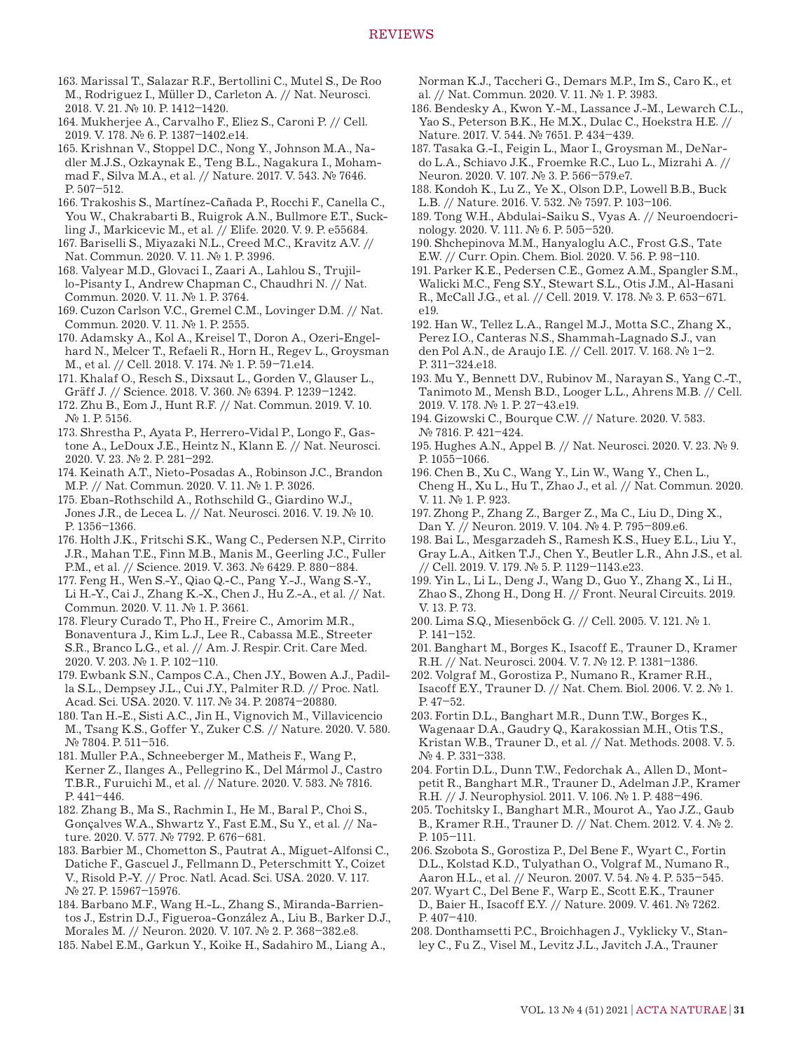163. Marissal T., Salazar R.F., Bertollini C., Mutel S., De Roo M., Rodriguez I., Müller D., Carleton A. // Nat. Neurosci. 2018. V. 21. № 10. P. 1412–1420.

164. Mukherjee A., Carvalho F., Eliez S., Caroni P. // Cell. 2019. V. 178. № 6. P. 1387–1402.e14.

165. Krishnan V., Stoppel D.C., Nong Y., Johnson M.A., Nadler M.J.S., Ozkaynak E., Teng B.L., Nagakura I., Mohammad F., Silva M.A., et al. // Nature. 2017. V. 543. № 7646. P. 507–512.

166. Trakoshis S., Martínez-Cañada P., Rocchi F., Canella C., You W., Chakrabarti B., Ruigrok A.N., Bullmore E.T., Suckling J., Markicevic M., et al. // Elife. 2020. V. 9. P. e55684.

167. Bariselli S., Miyazaki N.L., Creed M.C., Kravitz A.V. // Nat. Commun. 2020. V. 11. № 1. P. 3996.

168. Valyear M.D., Glovaci I., Zaari A., Lahlou S., Trujillo-Pisanty I., Andrew Chapman C., Chaudhri N. // Nat. Commun. 2020. V. 11. № 1. P. 3764.

169. Cuzon Carlson V.C., Gremel C.M., Lovinger D.M. // Nat. Commun. 2020. V. 11. № 1. P. 2555.

170. Adamsky A., Kol A., Kreisel T., Doron A., Ozeri-Engelhard N., Melcer T., Refaeli R., Horn H., Regev L., Groysman M., et al. // Cell. 2018. V. 174. № 1. P. 59–71.e14.

171. Khalaf O., Resch S., Dixsaut L., Gorden V., Glauser L., Gräff J. // Science. 2018. V. 360. № 6394. P. 1239–1242.

172. Zhu B., Eom J., Hunt R.F. // Nat. Commun. 2019. V. 10. № 1. P. 5156.

173. Shrestha P., Ayata P., Herrero-Vidal P., Longo F., Gastone A., LeDoux J.E., Heintz N., Klann E. // Nat. Neurosci. 2020. V. 23. № 2. P. 281–292.

174. Keinath A.T., Nieto-Posadas A., Robinson J.C., Brandon M.P. // Nat. Commun. 2020. V. 11. № 1. P. 3026.

175. Eban-Rothschild A., Rothschild G., Giardino W.J., Jones J.R., de Lecea L. // Nat. Neurosci. 2016. V. 19. № 10. P. 1356–1366.

176. Holth J.K., Fritschi S.K., Wang C., Pedersen N.P., Cirrito J.R., Mahan T.E., Finn M.B., Manis M., Geerling J.C., Fuller P.M., et al. // Science. 2019. V. 363. № 6429. P. 880–884.

177. Feng H., Wen S.-Y., Qiao Q.-C., Pang Y.-J., Wang S.-Y., Li H.-Y., Cai J., Zhang K.-X., Chen J., Hu Z.-A., et al. // Nat. Commun. 2020. V. 11. № 1. P. 3661.

178. Fleury Curado T., Pho H., Freire C., Amorim M.R., Bonaventura J., Kim L.J., Lee R., Cabassa M.E., Streeter S.R., Branco L.G., et al. // Am. J. Respir. Crit. Care Med. 2020. V. 203. № 1. P. 102–110.

179. Ewbank S.N., Campos C.A., Chen J.Y., Bowen A.J., Padilla S.L., Dempsey J.L., Cui J.Y., Palmiter R.D. // Proc. Natl. Acad. Sci. USA. 2020. V. 117. № 34. P. 20874–20880.

180. Tan H.-E., Sisti A.C., Jin H., Vignovich M., Villavicencio M., Tsang K.S., Goffer Y., Zuker C.S. // Nature. 2020. V. 580. № 7804. P. 511–516.

181. Muller P.A., Schneeberger M., Matheis F., Wang P., Kerner Z., Ilanges A., Pellegrino K., Del Mármol J., Castro T.B.R., Furuichi M., et al. // Nature. 2020. V. 583. № 7816. P. 441–446.

182. Zhang B., Ma S., Rachmin I., He M., Baral P., Choi S., Gonçalves W.A., Shwartz Y., Fast E.M., Su Y., et al. // Nature. 2020. V. 577. № 7792. P. 676–681.

183. Barbier M., Chometton S., Pautrat A., Miguet-Alfonsi C., Datiche F., Gascuel J., Fellmann D., Peterschmitt Y., Coizet V., Risold P.-Y. // Proc. Natl. Acad. Sci. USA. 2020. V. 117. № 27. P. 15967–15976.

184. Barbano M.F., Wang H.-L., Zhang S., Miranda-Barrientos J., Estrin D.J., Figueroa-González A., Liu B., Barker D.J., Morales M. // Neuron. 2020. V. 107. № 2. P. 368–382.e8.

185. Nabel E.M., Garkun Y., Koike H., Sadahiro M., Liang A., Norman K.J., Taccheri G., Demars M.P., Im S., Caro K., et al. // Nat. Commun. 2020. V. 11. № 1. P. 3983.

186. Bendesky A., Kwon Y.-M., Lassance J.-M., Lewarch C.L., Yao S., Peterson B.K., He M.X., Dulac C., Hoekstra H.E. // Nature. 2017. V. 544. № 7651. P. 434–439.

187. Tasaka G.-I., Feigin L., Maor I., Groysman M., DeNardo L.A., Schiavo J.K., Froemke R.C., Luo L., Mizrahi A. // Neuron. 2020. V. 107. № 3. P. 566–579.e7.

188. Kondoh K., Lu Z., Ye X., Olson D.P., Lowell B.B., Buck L.B. // Nature. 2016. V. 532. № 7597. P. 103–106.

189. Tong W.H., Abdulai-Saiku S., Vyas A. // Neuroendocrinology. 2020. V. 111. № 6. P. 505–520.

190. Shchepinova M.M., Hanyaloglu A.C., Frost G.S., Tate E.W. // Curr. Opin. Chem. Biol. 2020. V. 56. P. 98–110.

191. Parker K.E., Pedersen C.E., Gomez A.M., Spangler S.M., Walicki M.C., Feng S.Y., Stewart S.L., Otis J.M., Al-Hasani R., McCall J.G., et al. // Cell. 2019. V. 178. № 3. P. 653–671. e19.

192. Han W., Tellez L.A., Rangel M.J., Motta S.C., Zhang X., Perez I.O., Canteras N.S., Shammah-Lagnado S.J., van den Pol A.N., de Araujo I.E. // Cell. 2017. V. 168. № 1–2. P. 311–324.e18.

193. Mu Y., Bennett D.V., Rubinov M., Narayan S., Yang C.-T., Tanimoto M., Mensh B.D., Looger L.L., Ahrens M.B. // Cell. 2019. V. 178. № 1. P. 27–43.e19.

194. Gizowski C., Bourque C.W. // Nature. 2020. V. 583. № 7816. P. 421–424.

195. Hughes A.N., Appel B. // Nat. Neurosci. 2020. V. 23. № 9. P. 1055–1066.

196. Chen B., Xu C., Wang Y., Lin W., Wang Y., Chen L., Cheng H., Xu L., Hu T., Zhao J., et al. // Nat. Commun. 2020. V. 11. № 1. P. 923.

197. Zhong P., Zhang Z., Barger Z., Ma C., Liu D., Ding X., Dan Y. // Neuron. 2019. V. 104. № 4. P. 795–809.e6.

198. Bai L., Mesgarzadeh S., Ramesh K.S., Huey E.L., Liu Y., Gray L.A., Aitken T.J., Chen Y., Beutler L.R., Ahn J.S., et al. // Cell. 2019. V. 179. № 5. P. 1129–1143.e23.

199. Yin L., Li L., Deng J., Wang D., Guo Y., Zhang X., Li H., Zhao S., Zhong H., Dong H. // Front. Neural Circuits. 2019. V. 13. P. 73.

200. Lima S.Q., Miesenböck G. // Cell. 2005. V. 121. № 1. P. 141–152.

201. Banghart M., Borges K., Isacoff E., Trauner D., Kramer R.H. // Nat. Neurosci. 2004. V. 7. № 12. P. 1381–1386.

202. Volgraf M., Gorostiza P., Numano R., Kramer R.H., Isacoff E.Y., Trauner D. // Nat. Chem. Biol. 2006. V. 2. № 1. P. 47–52.

203. Fortin D.L., Banghart M.R., Dunn T.W., Borges K., Wagenaar D.A., Gaudry Q., Karakossian M.H., Otis T.S., Kristan W.B., Trauner D., et al. // Nat. Methods. 2008. V. 5. № 4. P. 331–338.

204. Fortin D.L., Dunn T.W., Fedorchak A., Allen D., Montpetit R., Banghart M.R., Trauner D., Adelman J.P., Kramer R.H. // J. Neurophysiol. 2011. V. 106. № 1. P. 488–496.

205. Tochitsky I., Banghart M.R., Mourot A., Yao J.Z., Gaub B., Kramer R.H., Trauner D. // Nat. Chem. 2012. V. 4. № 2. P. 105–111.

206. Szobota S., Gorostiza P., Del Bene F., Wyart C., Fortin D.L., Kolstad K.D., Tulyathan O., Volgraf M., Numano R., Aaron H.L., et al. // Neuron. 2007. V. 54. № 4. P. 535–545.

207. Wyart C., Del Bene F., Warp E., Scott E.K., Trauner D., Baier H., Isacoff E.Y. // Nature. 2009. V. 461. № 7262. P. 407–410.

208. Donthamsetti P.C., Broichhagen J., Vyklicky V., Stanley C., Fu Z., Visel M., Levitz J.L., Javitch J.A., Trauner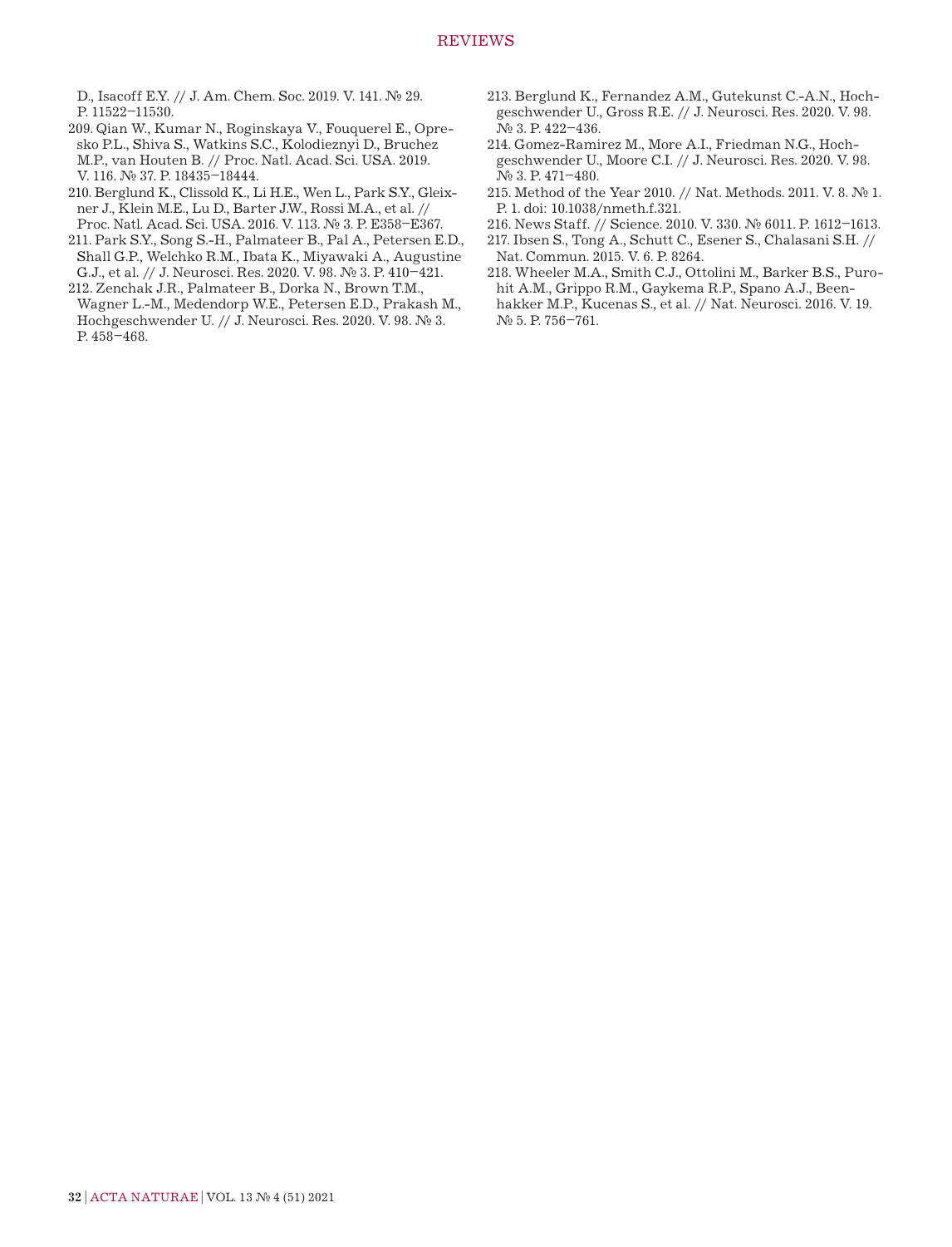D., Isacoff E.Y. // J. Am. Chem. Soc. 2019. V. 141. № 29. P. 11522–11530.

209. Qian W., Kumar N., Roginskaya V., Fouquerel E., Opresko P.L., Shiva S., Watkins S.C., Kolodieznyi D., Bruchez M.P., van Houten B. // Proc. Natl. Acad. Sci. USA. 2019. V. 116. № 37. P. 18435–18444.

210. Berglund K., Clissold K., Li H.E., Wen L., Park S.Y., Gleixner J., Klein M.E., Lu D., Barter J.W., Rossi M.A., et al. // Proc. Natl. Acad. Sci. USA. 2016. V. 113. № 3. P. E358–E367.

211. Park S.Y., Song S.-H., Palmateer B., Pal A., Petersen E.D., Shall G.P., Welchko R.M., Ibata K., Miyawaki A., Augustine G.J., et al. // J. Neurosci. Res. 2020. V. 98. № 3. P. 410–421.

212. Zenchak J.R., Palmateer B., Dorka N., Brown T.M., Wagner L.-M., Medendorp W.E., Petersen E.D., Prakash M., Hochgeschwender U. // J. Neurosci. Res. 2020. V. 98. № 3. P. 458–468.

213. Berglund K., Fernandez A.M., Gutekunst C.-A.N., Hochgeschwender U., Gross R.E. // J. Neurosci. Res. 2020. V. 98. № 3. P. 422–436.

214. Gomez-Ramirez M., More A.I., Friedman N.G., Hochgeschwender U., Moore C.I. // J. Neurosci. Res. 2020. V. 98. № 3. P. 471–480.

215. Method of the Year 2010. // Nat. Methods. 2011. V. 8. № 1. P. 1. doi: 10.1038/nmeth.f.321.

216. News Staff. // Science. 2010. V. 330. № 6011. P. 1612–1613.

217. Ibsen S., Tong A., Schutt C., Esener S., Chalasani S.H. // Nat. Commun. 2015. V. 6. P. 8264.

218. Wheeler M.A., Smith C.J., Ottolini M., Barker B.S., Purohit A.M., Grippo R.M., Gaykema R.P., Spano A.J., Beenhakker M.P., Kucenas S., et al. // Nat. Neurosci. 2016. V. 19. № 5. P. 756–761.